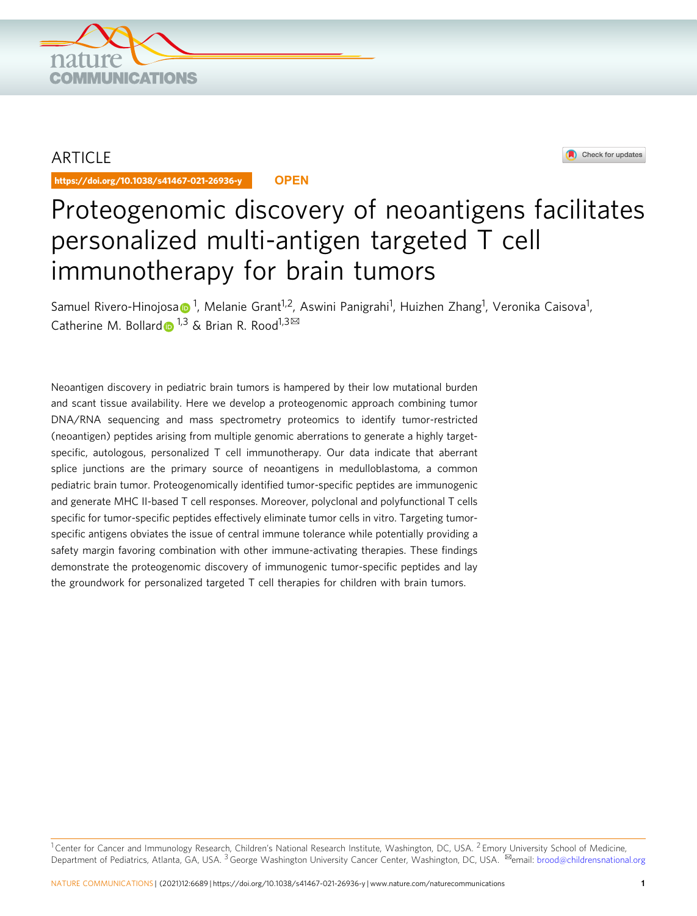ARTICLE

https://doi.org/10.1038/s41467-021-26936-y

OPEN

# Proteogenomic discovery of neoantigens facilitates personalized multi-antigen targeted T cell immunotherapy for brain tumors

Samuel Rivero-Hinojosa[1], Melanie Grant[1,2], Aswini Panigrahi[1], Huizhen Zhang[1], Veronika Caisova[1], Catherine M. Bollard[1,3] & Brian R. Rood[1,3]✉

Neoantigen discovery in pediatric brain tumors is hampered by their low mutational burden and scant tissue availability. Here we develop a proteogenomic approach combining tumor DNA/RNA sequencing and mass spectrometry proteomics to identify tumor-restricted (neoantigen) peptides arising from multiple genomic aberrations to generate a highly target-specific, autologous, personalized T cell immunotherapy. Our data indicate that aberrant splice junctions are the primary source of neoantigens in medulloblastoma, a common pediatric brain tumor. Proteogenomically identified tumor-specific peptides are immunogenic and generate MHC II-based T cell responses. Moreover, polyclonal and polyfunctional T cells specific for tumor-specific peptides effectively eliminate tumor cells in vitro. Targeting tumor-specific antigens obviates the issue of central immune tolerance while potentially providing a safety margin favoring combination with other immune-activating therapies. These findings demonstrate the proteogenomic discovery of immunogenic tumor-specific peptides and lay the groundwork for personalized targeted T cell therapies for children with brain tumors.

[1] Center for Cancer and Immunology Research, Children's National Research Institute, Washington, DC, USA. [2] Emory University School of Medicine, Department of Pediatrics, Atlanta, GA, USA. [3] George Washington University Cancer Center, Washington, DC, USA. ✉email: brood@childrensnational.org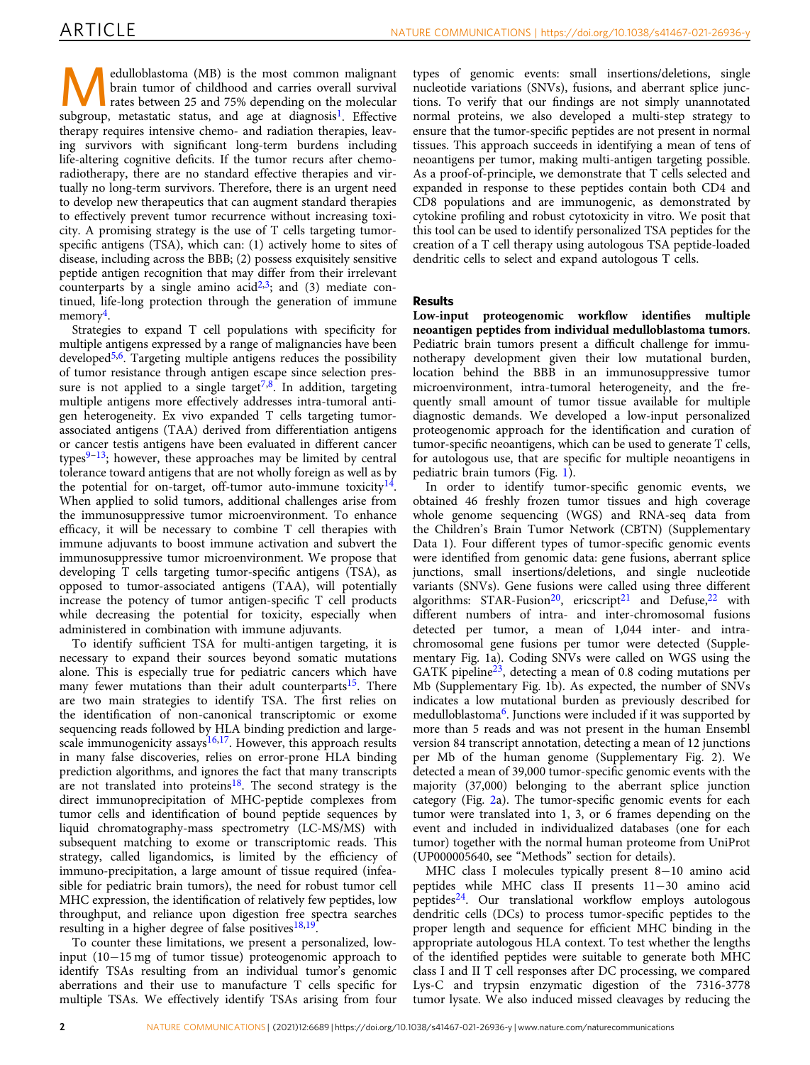Medulloblastoma (MB) is the most common malignant brain tumor of childhood and carries overall survival rates between 25 and 75% depending on the molecular subgroup, metastatic status, and age at diagnosis[1]. Effective therapy requires intensive chemo- and radiation therapies, leaving survivors with significant long-term burdens including life-altering cognitive deficits. If the tumor recurs after chemoradiotherapy, there are no standard effective therapies and virtually no long-term survivors. Therefore, there is an urgent need to develop new therapeutics that can augment standard therapies to effectively prevent tumor recurrence without increasing toxicity. A promising strategy is the use of T cells targeting tumor-specific antigens (TSA), which can: (1) actively home to sites of disease, including across the BBB; (2) possess exquisitely sensitive peptide antigen recognition that may differ from their irrelevant counterparts by a single amino acid[2,3]; and (3) mediate continued, life-long protection through the generation of immune memory[4].

Strategies to expand T cell populations with specificity for multiple antigens expressed by a range of malignancies have been developed[5,6]. Targeting multiple antigens reduces the possibility of tumor resistance through antigen escape since selection pressure is not applied to a single target[7,8]. In addition, targeting multiple antigens more effectively addresses intra-tumoral antigen heterogeneity. Ex vivo expanded T cells targeting tumor-associated antigens (TAA) derived from differentiation antigens or cancer testis antigens have been evaluated in different cancer types[9–13]; however, these approaches may be limited by central tolerance toward antigens that are not wholly foreign as well as by the potential for on-target, off-tumor auto-immune toxicity[14]. When applied to solid tumors, additional challenges arise from the immunosuppressive tumor microenvironment. To enhance efficacy, it will be necessary to combine T cell therapies with immune adjuvants to boost immune activation and subvert the immunosuppressive tumor microenvironment. We propose that developing T cells targeting tumor-specific antigens (TSA), as opposed to tumor-associated antigens (TAA), will potentially increase the potency of tumor antigen-specific T cell products while decreasing the potential for toxicity, especially when administered in combination with immune adjuvants.

To identify sufficient TSA for multi-antigen targeting, it is necessary to expand their sources beyond somatic mutations alone. This is especially true for pediatric cancers which have many fewer mutations than their adult counterparts[15]. There are two main strategies to identify TSA. The first relies on the identification of non-canonical transcriptomic or exome sequencing reads followed by HLA binding prediction and large-scale immunogenicity assays[16,17]. However, this approach results in many false discoveries, relies on error-prone HLA binding prediction algorithms, and ignores the fact that many transcripts are not translated into proteins[18]. The second strategy is the direct immunoprecipitation of MHC-peptide complexes from tumor cells and identification of bound peptide sequences by liquid chromatography-mass spectrometry (LC-MS/MS) with subsequent matching to exome or transcriptomic reads. This strategy, called ligandomics, is limited by the efficiency of immuno-precipitation, a large amount of tissue required (infeasible for pediatric brain tumors), the need for robust tumor cell MHC expression, the identification of relatively few peptides, low throughput, and reliance upon digestion free spectra searches resulting in a higher degree of false positives[18,19].

To counter these limitations, we present a personalized, low-input (10−15 mg of tumor tissue) proteogenomic approach to identify TSAs resulting from an individual tumor's genomic aberrations and their use to manufacture T cells specific for multiple TSAs. We effectively identify TSAs arising from four types of genomic events: small insertions/deletions, single nucleotide variations (SNVs), fusions, and aberrant splice junctions. To verify that our findings are not simply unannotated normal proteins, we also developed a multi-step strategy to ensure that the tumor-specific peptides are not present in normal tissues. This approach succeeds in identifying a mean of tens of neoantigens per tumor, making multi-antigen targeting possible. As a proof-of-principle, we demonstrate that T cells selected and expanded in response to these peptides contain both CD4 and CD8 populations and are immunogenic, as demonstrated by cytokine profiling and robust cytotoxicity in vitro. We posit that this tool can be used to identify personalized TSA peptides for the creation of a T cell therapy using autologous TSA peptide-loaded dendritic cells to select and expand autologous T cells.

## Results

**Low-input proteogenomic workflow identifies multiple neoantigen peptides from individual medulloblastoma tumors.** Pediatric brain tumors present a difficult challenge for immunotherapy development given their low mutational burden, location behind the BBB in an immunosuppressive tumor microenvironment, intra-tumoral heterogeneity, and the frequently small amount of tumor tissue available for multiple diagnostic demands. We developed a low-input personalized proteogenomic approach for the identification and curation of tumor-specific neoantigens, which can be used to generate T cells, for autologous use, that are specific for multiple neoantigens in pediatric brain tumors (Fig. 1).

In order to identify tumor-specific genomic events, we obtained 46 freshly frozen tumor tissues and high coverage whole genome sequencing (WGS) and RNA-seq data from the Children's Brain Tumor Network (CBTN) (Supplementary Data 1). Four different types of tumor-specific genomic events were identified from genomic data: gene fusions, aberrant splice junctions, small insertions/deletions, and single nucleotide variants (SNVs). Gene fusions were called using three different algorithms: STAR-Fusion[20], ericscript[21] and Defuse,[22] with different numbers of intra- and inter-chromosomal fusions detected per tumor, a mean of 1,044 inter- and intra-chromosomal gene fusions per tumor were detected (Supplementary Fig. 1a). Coding SNVs were called on WGS using the GATK pipeline[23], detecting a mean of 0.8 coding mutations per Mb (Supplementary Fig. 1b). As expected, the number of SNVs indicates a low mutational burden as previously described for medulloblastoma[6]. Junctions were included if it was supported by more than 5 reads and was not present in the human Ensembl version 84 transcript annotation, detecting a mean of 12 junctions per Mb of the human genome (Supplementary Fig. 2). We detected a mean of 39,000 tumor-specific genomic events with the majority (37,000) belonging to the aberrant splice junction category (Fig. 2a). The tumor-specific genomic events for each tumor were translated into 1, 3, or 6 frames depending on the event and included in individualized databases (one for each tumor) together with the normal human proteome from UniProt (UP000005640, see "Methods" section for details).

MHC class I molecules typically present 8−10 amino acid peptides while MHC class II presents 11−30 amino acid peptides[24]. Our translational workflow employs autologous dendritic cells (DCs) to process tumor-specific peptides to the proper length and sequence for efficient MHC binding in the appropriate autologous HLA context. To test whether the lengths of the identified peptides were suitable to generate both MHC class I and II T cell responses after DC processing, we compared Lys-C and trypsin enzymatic digestion of the 7316-3778 tumor lysate. We also induced missed cleavages by reducing the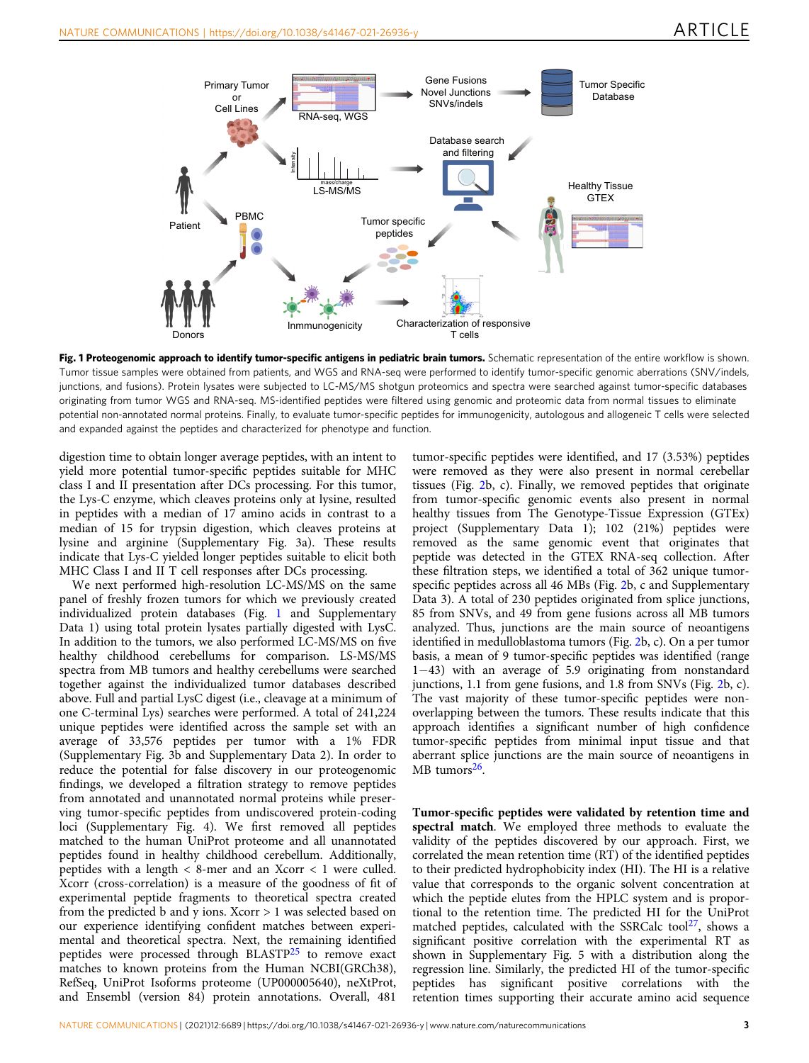**Fig. 1 Proteogenomic approach to identify tumor-specific antigens in pediatric brain tumors.** Schematic representation of the entire workflow is shown. Tumor tissue samples were obtained from patients, and WGS and RNA-seq were performed to identify tumor-specific genomic aberrations (SNV/indels, junctions, and fusions). Protein lysates were subjected to LC-MS/MS shotgun proteomics and spectra were searched against tumor-specific databases originating from tumor WGS and RNA-seq. MS-identified peptides were filtered using genomic and proteomic data from normal tissues to eliminate potential non-annotated normal proteins. Finally, to evaluate tumor-specific peptides for immunogenicity, autologous and allogeneic T cells were selected and expanded against the peptides and characterized for phenotype and function.

digestion time to obtain longer average peptides, with an intent to yield more potential tumor-specific peptides suitable for MHC class I and II presentation after DCs processing. For this tumor, the Lys-C enzyme, which cleaves proteins only at lysine, resulted in peptides with a median of 17 amino acids in contrast to a median of 15 for trypsin digestion, which cleaves proteins at lysine and arginine (Supplementary Fig. 3a). These results indicate that Lys-C yielded longer peptides suitable to elicit both MHC Class I and II T cell responses after DCs processing.

We next performed high-resolution LC-MS/MS on the same panel of freshly frozen tumors for which we previously created individualized protein databases (Fig. 1 and Supplementary Data 1) using total protein lysates partially digested with LysC. In addition to the tumors, we also performed LC-MS/MS on five healthy childhood cerebellums for comparison. LS-MS/MS spectra from MB tumors and healthy cerebellums were searched together against the individualized tumor databases described above. Full and partial LysC digest (i.e., cleavage at a minimum of one C-terminal Lys) searches were performed. A total of 241,224 unique peptides were identified across the sample set with an average of 33,576 peptides per tumor with a 1% FDR (Supplementary Fig. 3b and Supplementary Data 2). In order to reduce the potential for false discovery in our proteogenomic findings, we developed a filtration strategy to remove peptides from annotated and unannotated normal proteins while preserving tumor-specific peptides from undiscovered protein-coding loci (Supplementary Fig. 4). We first removed all peptides matched to the human UniProt proteome and all unannotated peptides found in healthy childhood cerebellum. Additionally, peptides with a length < 8-mer and an Xcorr < 1 were culled. Xcorr (cross-correlation) is a measure of the goodness of fit of experimental peptide fragments to theoretical spectra created from the predicted b and y ions. Xcorr > 1 was selected based on our experience identifying confident matches between experimental and theoretical spectra. Next, the remaining identified peptides were processed through BLASTP[25] to remove exact matches to known proteins from the Human NCBI(GRCh38), RefSeq, UniProt Isoforms proteome (UP000005640), neXtProt, and Ensembl (version 84) protein annotations. Overall, 481 tumor-specific peptides were identified, and 17 (3.53%) peptides were removed as they were also present in normal cerebellar tissues (Fig. 2b, c). Finally, we removed peptides that originate from tumor-specific genomic events also present in normal healthy tissues from The Genotype-Tissue Expression (GTEx) project (Supplementary Data 1); 102 (21%) peptides were removed as the same genomic event that originates that peptide was detected in the GTEX RNA-seq collection. After these filtration steps, we identified a total of 362 unique tumor-specific peptides across all 46 MBs (Fig. 2b, c and Supplementary Data 3). A total of 230 peptides originated from splice junctions, 85 from SNVs, and 49 from gene fusions across all MB tumors analyzed. Thus, junctions are the main source of neoantigens identified in medulloblastoma tumors (Fig. 2b, c). On a per tumor basis, a mean of 9 tumor-specific peptides was identified (range 1−43) with an average of 5.9 originating from nonstandard junctions, 1.1 from gene fusions, and 1.8 from SNVs (Fig. 2b, c). The vast majority of these tumor-specific peptides were non-overlapping between the tumors. These results indicate that this approach identifies a significant number of high confidence tumor-specific peptides from minimal input tissue and that aberrant splice junctions are the main source of neoantigens in MB tumors[26].

**Tumor-specific peptides were validated by retention time and spectral match.** We employed three methods to evaluate the validity of the peptides discovered by our approach. First, we correlated the mean retention time (RT) of the identified peptides to their predicted hydrophobicity index (HI). The HI is a relative value that corresponds to the organic solvent concentration at which the peptide elutes from the HPLC system and is proportional to the retention time. The predicted HI for the UniProt matched peptides, calculated with the SSRCalc tool[27], shows a significant positive correlation with the experimental RT as shown in Supplementary Fig. 5 with a distribution along the regression line. Similarly, the predicted HI of the tumor-specific peptides has significant positive correlations with the retention times supporting their accurate amino acid sequence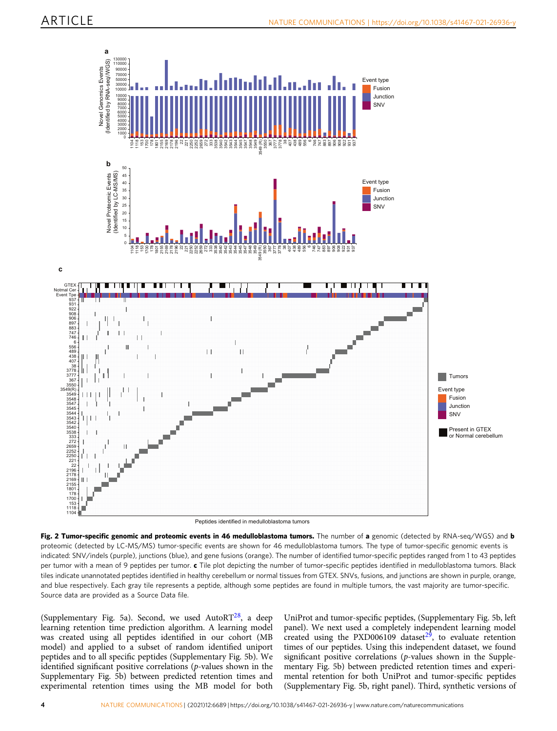**Fig. 2 Tumor-specific genomic and proteomic events in 46 medulloblastoma tumors.** The number of **a** genomic (detected by RNA-seq/WGS) and **b** proteomic (detected by LC-MS/MS) tumor-specific events are shown for 46 medulloblastoma tumors. The type of tumor-specific genomic events is indicated: SNV/indels (purple), junctions (blue), and gene fusions (orange). The number of identified tumor-specific peptides ranged from 1 to 43 peptides per tumor with a mean of 9 peptides per tumor. **c** Tile plot depicting the number of tumor-specific peptides identified in medulloblastoma tumors. Black tiles indicate unannotated peptides identified in healthy cerebellum or normal tissues from GTEX. SNVs, fusions, and junctions are shown in purple, orange, and blue respectively. Each gray tile represents a peptide, although some peptides are found in multiple tumors, the vast majority are tumor-specific. Source data are provided as a Source Data file.

(Supplementary Fig. 5a). Second, we used AutoRT[28], a deep learning retention time prediction algorithm. A learning model was created using all peptides identified in our cohort (MB model) and applied to a subset of random identified uniport peptides and to all specific peptides (Supplementary Fig. 5b). We identified significant positive correlations ($p$-values shown in the Supplementary Fig. 5b) between predicted retention times and experimental retention times using the MB model for both UniProt and tumor-specific peptides, (Supplementary Fig. 5b, left panel). We next used a completely independent learning model created using the PXD006109 dataset[29], to evaluate retention times of our peptides. Using this independent dataset, we found significant positive correlations ($p$-values shown in the Supplementary Fig. 5b) between predicted retention times and experimental retention for both UniProt and tumor-specific peptides (Supplementary Fig. 5b, right panel). Third, synthetic versions of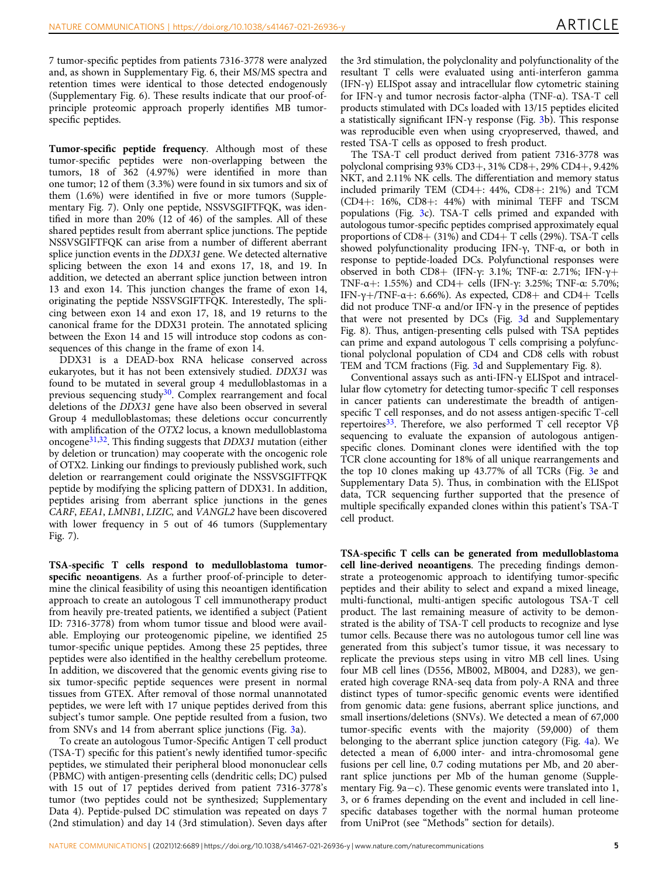7 tumor-specific peptides from patients 7316-3778 were analyzed and, as shown in Supplementary Fig. 6, their MS/MS spectra and retention times were identical to those detected endogenously (Supplementary Fig. 6). These results indicate that our proof-of-principle proteomic approach properly identifies MB tumor-specific peptides.

**Tumor-specific peptide frequency**. Although most of these tumor-specific peptides were non-overlapping between the tumors, 18 of 362 (4.97%) were identified in more than one tumor; 12 of them (3.3%) were found in six tumors and six of them (1.6%) were identified in five or more tumors (Supplementary Fig. 7). Only one peptide, NSSVSGIFTFQK, was identified in more than 20% (12 of 46) of the samples. All of these shared peptides result from aberrant splice junctions. The peptide NSSVSGIFTFQK can arise from a number of different aberrant splice junction events in the *DDX31* gene. We detected alternative splicing between the exon 14 and exons 17, 18, and 19. In addition, we detected an aberrant splice junction between intron 13 and exon 14. This junction changes the frame of exon 14, originating the peptide NSSVSGIFTFQK. Interestedly, The splicing between exon 14 and exon 17, 18, and 19 returns to the canonical frame for the DDX31 protein. The annotated splicing between the Exon 14 and 15 will introduce stop codons as consequences of this change in the frame of exon 14.

DDX31 is a DEAD-box RNA helicase conserved across eukaryotes, but it has not been extensively studied. *DDX31* was found to be mutated in several group 4 medulloblastomas in a previous sequencing study[30]. Complex rearrangement and focal deletions of the *DDX31* gene have also been observed in several Group 4 medulloblastomas; these deletions occur concurrently with amplification of the *OTX2* locus, a known medulloblastoma oncogene[31,32]. This finding suggests that *DDX31* mutation (either by deletion or truncation) may cooperate with the oncogenic role of OTX2. Linking our findings to previously published work, such deletion or rearrangement could originate the NSSVSGIFTFQK peptide by modifying the splicing pattern of DDX31. In addition, peptides arising from aberrant splice junctions in the genes *CARF*, *EEA1*, *LMNB1*, *LIZIC,* and *VANGL2* have been discovered with lower frequency in 5 out of 46 tumors (Supplementary Fig. 7).

**TSA-specific T cells respond to medulloblastoma tumor-specific neoantigens**. As a further proof-of-principle to determine the clinical feasibility of using this neoantigen identification approach to create an autologous T cell immunotherapy product from heavily pre-treated patients, we identified a subject (Patient ID: 7316-3778) from whom tumor tissue and blood were available. Employing our proteogenomic pipeline, we identified 25 tumor-specific unique peptides. Among these 25 peptides, three peptides were also identified in the healthy cerebellum proteome. In addition, we discovered that the genomic events giving rise to six tumor-specific peptide sequences were present in normal tissues from GTEX. After removal of those normal unannotated peptides, we were left with 17 unique peptides derived from this subject's tumor sample. One peptide resulted from a fusion, two from SNVs and 14 from aberrant splice junctions (Fig. 3a).

To create an autologous Tumor-Specific Antigen T cell product (TSA-T) specific for this patient's newly identified tumor-specific peptides, we stimulated their peripheral blood mononuclear cells (PBMC) with antigen-presenting cells (dendritic cells; DC) pulsed with 15 out of 17 peptides derived from patient 7316-3778's tumor (two peptides could not be synthesized; Supplementary Data 4). Peptide-pulsed DC stimulation was repeated on days 7 (2nd stimulation) and day 14 (3rd stimulation). Seven days after the 3rd stimulation, the polyclonality and polyfunctionality of the resultant T cells were evaluated using anti-interferon gamma (IFN-γ) ELISpot assay and intracellular flow cytometric staining for IFN-γ and tumor necrosis factor-alpha (TNF-α). TSA-T cell products stimulated with DCs loaded with 13/15 peptides elicited a statistically significant IFN-γ response (Fig. 3b). This response was reproducible even when using cryopreserved, thawed, and rested TSA-T cells as opposed to fresh product.

The TSA-T cell product derived from patient 7316-3778 was polyclonal comprising 93% CD3+, 31% CD8+, 29% CD4+, 9.42% NKT, and 2.11% NK cells. The differentiation and memory status included primarily TEM (CD4+: 44%, CD8+: 21%) and TCM (CD4+: 16%, CD8+: 44%) with minimal TEFF and TSCM populations (Fig. 3c). TSA-T cells primed and expanded with autologous tumor-specific peptides comprised approximately equal proportions of CD8+ (31%) and CD4+ T cells (29%). TSA-T cells showed polyfunctionality producing IFN-γ, TNF-α, or both in response to peptide-loaded DCs. Polyfunctional responses were observed in both CD8+ (IFN-γ: 3.1%; TNF-α: 2.71%; IFN-γ+ TNF-α+: 1.55%) and CD4+ cells (IFN-γ: 3.25%; TNF-α: 5.70%; IFN-γ+/TNF-α+: 6.66%). As expected, CD8+ and CD4+ Tcells did not produce TNF-α and/or IFN-γ in the presence of peptides that were not presented by DCs (Fig. 3d and Supplementary Fig. 8). Thus, antigen-presenting cells pulsed with TSA peptides can prime and expand autologous T cells comprising a polyfunctional polyclonal population of CD4 and CD8 cells with robust TEM and TCM fractions (Fig. 3d and Supplementary Fig. 8).

Conventional assays such as anti-IFN-γ ELISpot and intracellular flow cytometry for detecting tumor-specific T cell responses in cancer patients can underestimate the breadth of antigen-specific T cell responses, and do not assess antigen-specific T-cell repertoires[33]. Therefore, we also performed T cell receptor Vβ sequencing to evaluate the expansion of autologous antigen-specific clones. Dominant clones were identified with the top TCR clone accounting for 18% of all unique rearrangements and the top 10 clones making up 43.77% of all TCRs (Fig. 3e and Supplementary Data 5). Thus, in combination with the ELISpot data, TCR sequencing further supported that the presence of multiple specifically expanded clones within this patient's TSA-T cell product.

**TSA-specific T cells can be generated from medulloblastoma cell line-derived neoantigens**. The preceding findings demonstrate a proteogenomic approach to identifying tumor-specific peptides and their ability to select and expand a mixed lineage, multi-functional, multi-antigen specific autologous TSA-T cell product. The last remaining measure of activity to be demonstrated is the ability of TSA-T cell products to recognize and lyse tumor cells. Because there was no autologous tumor cell line was generated from this subject's tumor tissue, it was necessary to replicate the previous steps using in vitro MB cell lines. Using four MB cell lines (D556, MB002, MB004, and D283), we generated high coverage RNA-seq data from poly-A RNA and three distinct types of tumor-specific genomic events were identified from genomic data: gene fusions, aberrant splice junctions, and small insertions/deletions (SNVs). We detected a mean of 67,000 tumor-specific events with the majority (59,000) of them belonging to the aberrant splice junction category (Fig. 4a). We detected a mean of 6,000 inter- and intra-chromosomal gene fusions per cell line, 0.7 coding mutations per Mb, and 20 aberrant splice junctions per Mb of the human genome (Supplementary Fig. 9a−c). These genomic events were translated into 1, 3, or 6 frames depending on the event and included in cell line-specific databases together with the normal human proteome from UniProt (see "Methods" section for details).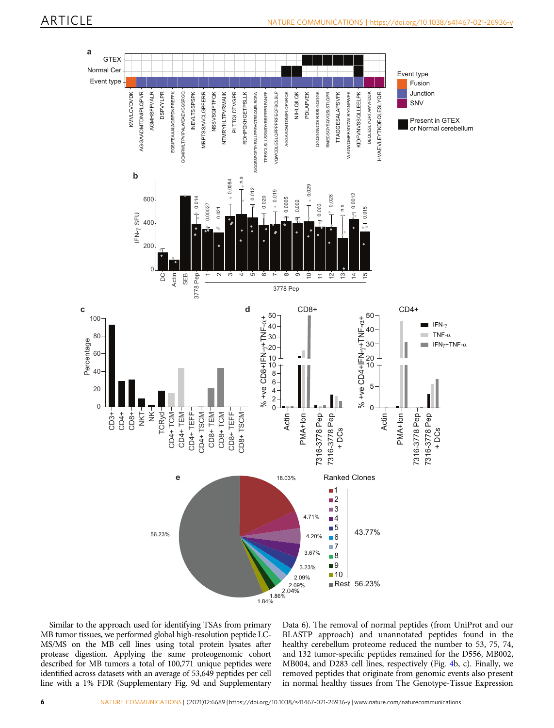Similar to the approach used for identifying TSAs from primary MB tumor tissues, we performed global high-resolution peptide LC-MS/MS on the MB cell lines using total protein lysates after protease digestion. Applying the same proteogenomic cohort described for MB tumors a total of 100,771 unique peptides were identified across datasets with an average of 53,649 peptides per cell line with a 1% FDR (Supplementary Fig. 9d and Supplementary Data 6). The removal of normal peptides (from UniProt and our BLASTP approach) and unannotated peptides found in the healthy cerebellum proteome reduced the number to 53, 75, 74, and 132 tumor-specific peptides remained for the D556, MB002, MB004, and D283 cell lines, respectively (Fig. 4b, c). Finally, we removed peptides that originate from genomic events also present in normal healthy tissues from The Genotype-Tissue Expression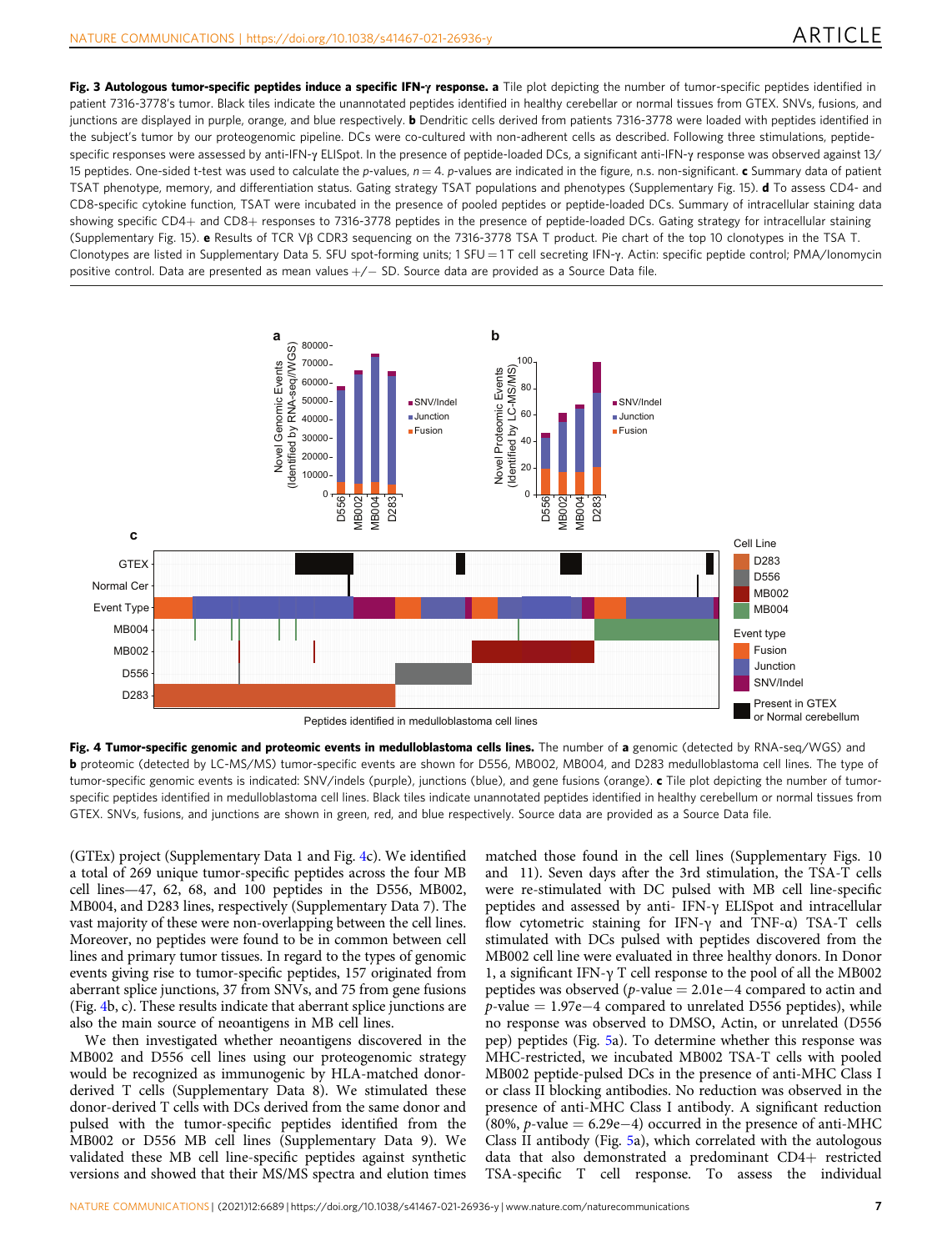**Fig. 3 Autologous tumor-specific peptides induce a specific IFN-γ response. a** Tile plot depicting the number of tumor-specific peptides identified in patient 7316-3778's tumor. Black tiles indicate the unannotated peptides identified in healthy cerebellar or normal tissues from GTEX. SNVs, fusions, and junctions are displayed in purple, orange, and blue respectively. **b** Dendritic cells derived from patients 7316-3778 were loaded with peptides identified in the subject's tumor by our proteogenomic pipeline. DCs were co-cultured with non-adherent cells as described. Following three stimulations, peptide-specific responses were assessed by anti-IFN-γ ELISpot. In the presence of peptide-loaded DCs, a significant anti-IFN-γ response was observed against 13/15 peptides. One-sided t-test was used to calculate the p-values, $n = 4$. p-values are indicated in the figure, n.s. non-significant. **c** Summary data of patient TSAT phenotype, memory, and differentiation status. Gating strategy TSAT populations and phenotypes (Supplementary Fig. 15). **d** To assess CD4- and CD8-specific cytokine function, TSAT were incubated in the presence of pooled peptides or peptide-loaded DCs. Summary of intracellular staining data showing specific CD4+ and CD8+ responses to 7316-3778 peptides in the presence of peptide-loaded DCs. Gating strategy for intracellular staining (Supplementary Fig. 15). **e** Results of TCR Vβ CDR3 sequencing on the 7316-3778 TSA T product. Pie chart of the top 10 clonotypes in the TSA T. Clonotypes are listed in Supplementary Data 5. SFU spot-forming units; 1 SFU = 1 T cell secreting IFN-γ. Actin: specific peptide control; PMA/Ionomycin positive control. Data are presented as mean values +/− SD. Source data are provided as a Source Data file.

**Fig. 4 Tumor-specific genomic and proteomic events in medulloblastoma cells lines.** The number of **a** genomic (detected by RNA-seq/WGS) and **b** proteomic (detected by LC-MS/MS) tumor-specific events are shown for D556, MB002, MB004, and D283 medulloblastoma cell lines. The type of tumor-specific genomic events is indicated: SNV/indels (purple), junctions (blue), and gene fusions (orange). **c** Tile plot depicting the number of tumor-specific peptides identified in medulloblastoma cell lines. Black tiles indicate unannotated peptides identified in healthy cerebellum or normal tissues from GTEX. SNVs, fusions, and junctions are shown in green, red, and blue respectively. Source data are provided as a Source Data file.

(GTEx) project (Supplementary Data 1 and Fig. 4c). We identified a total of 269 unique tumor-specific peptides across the four MB cell lines—47, 62, 68, and 100 peptides in the D556, MB002, MB004, and D283 lines, respectively (Supplementary Data 7). The vast majority of these were non-overlapping between the cell lines. Moreover, no peptides were found to be in common between cell lines and primary tumor tissues. In regard to the types of genomic events giving rise to tumor-specific peptides, 157 originated from aberrant splice junctions, 37 from SNVs, and 75 from gene fusions (Fig. 4b, c). These results indicate that aberrant splice junctions are also the main source of neoantigens in MB cell lines.

We then investigated whether neoantigens discovered in the MB002 and D556 cell lines using our proteogenomic strategy would be recognized as immunogenic by HLA-matched donor-derived T cells (Supplementary Data 8). We stimulated these donor-derived T cells with DCs derived from the same donor and pulsed with the tumor-specific peptides identified from the MB002 or D556 MB cell lines (Supplementary Data 9). We validated these MB cell line-specific peptides against synthetic versions and showed that their MS/MS spectra and elution times matched those found in the cell lines (Supplementary Figs. 10 and 11). Seven days after the 3rd stimulation, the TSA-T cells were re-stimulated with DC pulsed with MB cell line-specific peptides and assessed by anti- IFN-γ ELISpot and intracellular flow cytometric staining for IFN-γ and TNF-α) TSA-T cells stimulated with DCs pulsed with peptides discovered from the MB002 cell line were evaluated in three healthy donors. In Donor 1, a significant IFN-γ T cell response to the pool of all the MB002 peptides was observed (p-value = 2.01e−4 compared to actin and p-value = 1.97e−4 compared to unrelated D556 peptides), while no response was observed to DMSO, Actin, or unrelated (D556 pep) peptides (Fig. 5a). To determine whether this response was MHC-restricted, we incubated MB002 TSA-T cells with pooled MB002 peptide-pulsed DCs in the presence of anti-MHC Class I or class II blocking antibodies. No reduction was observed in the presence of anti-MHC Class I antibody. A significant reduction (80%, p-value = 6.29e−4) occurred in the presence of anti-MHC Class II antibody (Fig. 5a), which correlated with the autologous data that also demonstrated a predominant CD4+ restricted TSA-specific T cell response. To assess the individual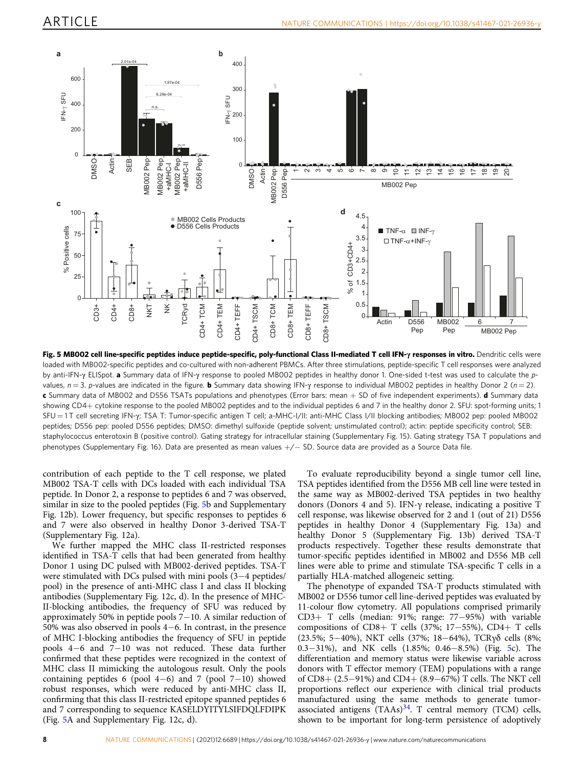**Fig. 5 MB002 cell line-specific peptides induce peptide-specific, poly-functional Class II-mediated T cell IFN-γ responses in vitro.** Dendritic cells were loaded with MB002-specific peptides and co-cultured with non-adherent PBMCs. After three stimulations, peptide-specific T cell responses were analyzed by anti-IFN-γ ELISpot. **a** Summary data of IFN-γ response to pooled MB002 peptides in healthy donor 1. One-sided t-test was used to calculate the p-values, $n = 3$. p-values are indicated in the figure. **b** Summary data showing IFN-γ response to individual MB002 peptides in healthy Donor 2 ($n = 2$). **c** Summary data of MB002 and D556 TSATs populations and phenotypes (Error bars: mean + SD of five independent experiments). **d** Summary data showing CD4+ cytokine response to the pooled MB002 peptides and to the individual peptides 6 and 7 in the healthy donor 2. SFU: spot-forming units; 1 SFU = 1 T cell secreting IFN-γ; TSA T: Tumor-specific antigen T cell; a-MHC-I/II: anti-MHC Class I/II blocking antibodies; MB002 pep: pooled MB002 peptides; D556 pep: pooled D556 peptides; DMSO: dimethyl sulfoxide (peptide solvent; unstimulated control); actin: peptide specificity control; SEB: staphylococcus enterotoxin B (positive control). Gating strategy for intracellular staining (Supplementary Fig. 15). Gating strategy TSA T populations and phenotypes (Supplementary Fig. 16). Data are presented as mean values +/− SD. Source data are provided as a Source Data file.

contribution of each peptide to the T cell response, we plated MB002 TSA-T cells with DCs loaded with each individual TSA peptide. In Donor 2, a response to peptides 6 and 7 was observed, similar in size to the pooled peptides (Fig. 5b and Supplementary Fig. 12b). Lower frequency, but specific responses to peptides 6 and 7 were also observed in healthy Donor 3-derived TSA-T (Supplementary Fig. 12a).

We further mapped the MHC class II-restricted responses identified in TSA-T cells that had been generated from healthy Donor 1 using DC pulsed with MB002-derived peptides. TSA-T were stimulated with DCs pulsed with mini pools (3−4 peptides/pool) in the presence of anti-MHC class I and class II blocking antibodies (Supplementary Fig. 12c, d). In the presence of MHC-II-blocking antibodies, the frequency of SFU was reduced by approximately 50% in peptide pools 7−10. A similar reduction of 50% was also observed in pools 4−6. In contrast, in the presence of MHC I-blocking antibodies the frequency of SFU in peptide pools 4−6 and 7−10 was not reduced. These data further confirmed that these peptides were recognized in the context of MHC class II mimicking the autologous result. Only the pools containing peptides 6 (pool 4−6) and 7 (pool 7−10) showed robust responses, which were reduced by anti-MHC class II, confirming that this class II-restricted epitope spanned peptides 6 and 7 corresponding to sequence KASELDYITYLSIFDQLFDIPK (Fig. 5A and Supplementary Fig. 12c, d).

To evaluate reproducibility beyond a single tumor cell line, TSA peptides identified from the D556 MB cell line were tested in the same way as MB002-derived TSA peptides in two healthy donors (Donors 4 and 5). IFN-γ release, indicating a positive T cell response, was likewise observed for 2 and 1 (out of 21) D556 peptides in healthy Donor 4 (Supplementary Fig. 13a) and healthy Donor 5 (Supplementary Fig. 13b) derived TSA-T products respectively. Together these results demonstrate that tumor-specific peptides identified in MB002 and D556 MB cell lines were able to prime and stimulate TSA-specific T cells in a partially HLA-matched allogeneic setting.

The phenotype of expanded TSA-T products stimulated with MB002 or D556 tumor cell line-derived peptides was evaluated by 11-colour flow cytometry. All populations comprised primarily CD3+ T cells (median: 91%; range: 77−95%) with variable compositions of CD8+ T cells (37%; 17−55%), CD4+ T cells (23.5%; 5−40%), NKT cells (37%; 18−64%), TCRγδ cells (8%; 0.3−31%), and NK cells (1.85%; 0.46−8.5%) (Fig. 5c). The differentiation and memory status were likewise variable across donors with T effector memory (TEM) populations with a range of CD8+ (2.5−91%) and CD4+ (8.9−67%) T cells. The NKT cell proportions reflect our experience with clinical trial products manufactured using the same methods to generate tumor-associated antigens (TAAs)[34]. T central memory (TCM) cells, shown to be important for long-term persistence of adoptively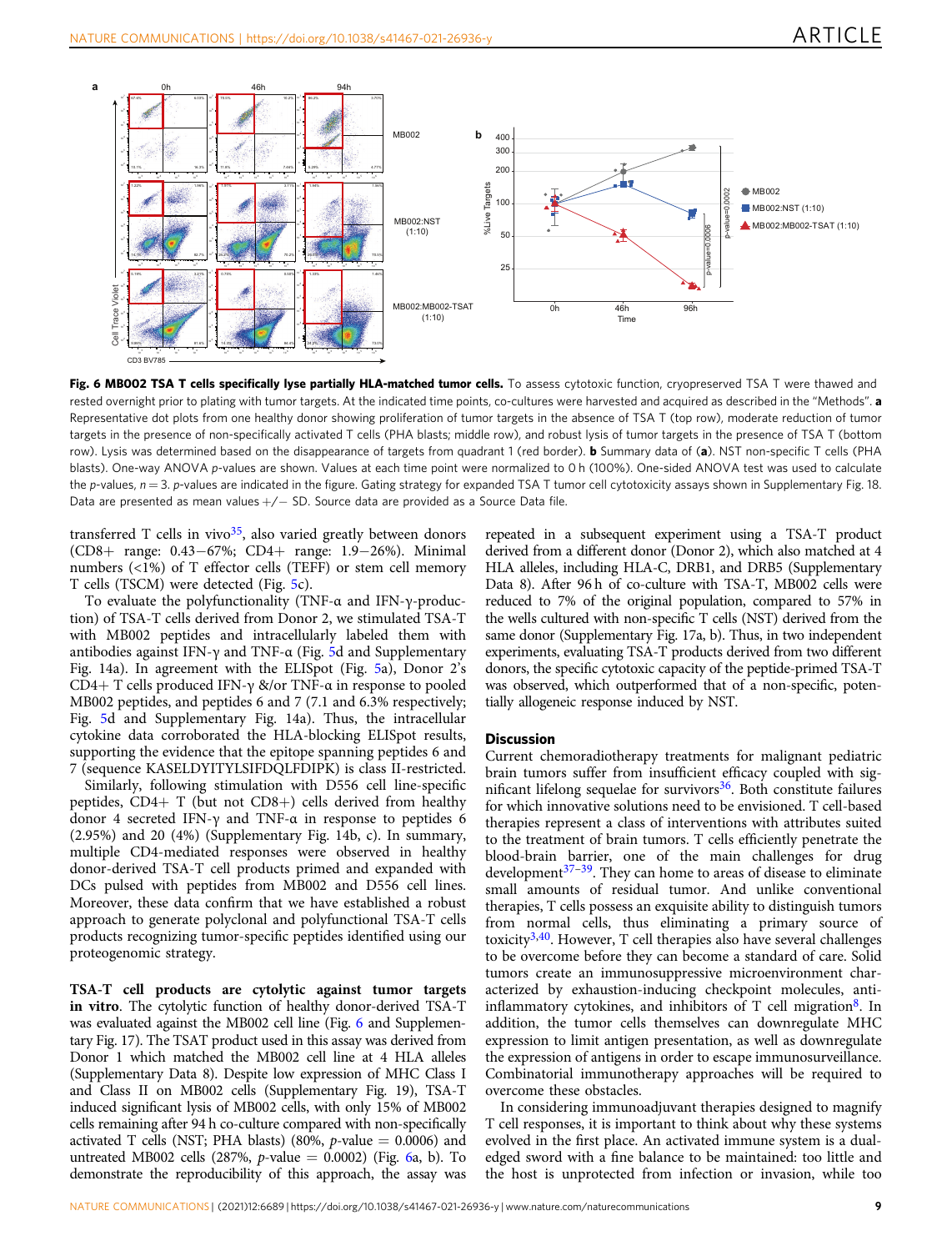**Fig. 6 MB002 TSA T cells specifically lyse partially HLA-matched tumor cells.** To assess cytotoxic function, cryopreserved TSA T were thawed and rested overnight prior to plating with tumor targets. At the indicated time points, co-cultures were harvested and acquired as described in the "Methods". **a** Representative dot plots from one healthy donor showing proliferation of tumor targets in the absence of TSA T (top row), moderate reduction of tumor targets in the presence of non-specifically activated T cells (PHA blasts; middle row), and robust lysis of tumor targets in the presence of TSA T (bottom row). Lysis was determined based on the disappearance of targets from quadrant 1 (red border). **b** Summary data of (**a**). NST non-specific T cells (PHA blasts). One-way ANOVA p-values are shown. Values at each time point were normalized to 0 h (100%). One-sided ANOVA test was used to calculate the p-values, $n = 3$. p-values are indicated in the figure. Gating strategy for expanded TSA T tumor cell cytotoxicity assays shown in Supplementary Fig. 18. Data are presented as mean values +/− SD. Source data are provided as a Source Data file.

transferred T cells in vivo[35], also varied greatly between donors (CD8+ range: 0.43−67%; CD4+ range: 1.9−26%). Minimal numbers (<1%) of T effector cells (TEFF) or stem cell memory T cells (TSCM) were detected (Fig. 5c).

To evaluate the polyfunctionality (TNF-α and IFN-γ-production) of TSA-T cells derived from Donor 2, we stimulated TSA-T with MB002 peptides and intracellularly labeled them with antibodies against IFN-γ and TNF-α (Fig. 5d and Supplementary Fig. 14a). In agreement with the ELISpot (Fig. 5a), Donor 2's CD4+ T cells produced IFN-γ in response to pooled MB002 peptides, and peptides 6 and 7 (7.1 and 6.3% respectively; Fig. 5d and Supplementary Fig. 14a). Thus, the intracellular cytokine data corroborated the HLA-blocking ELISpot results, supporting the evidence that the epitope spanning peptides 6 and 7 (sequence KASELDYITYLSIFDQLFDIPK) is class II-restricted.

Similarly, following stimulation with D556 cell line-specific peptides, CD4+ T (but not CD8+) cells derived from healthy donor 4 secreted IFN-γ and TNF-α in response to peptides 6 (2.95%) and 20 (4%) (Supplementary Fig. 14b, c). In summary, multiple CD4-mediated responses were observed in healthy donor-derived TSA-T cell products primed and expanded with DCs pulsed with peptides from MB002 and D556 cell lines. Moreover, these data confirm that we have established a robust approach to generate polyclonal and polyfunctional TSA-T cells products recognizing tumor-specific peptides identified using our proteogenomic strategy.

**TSA-T cell products are cytolytic against tumor targets in vitro**. The cytolytic function of healthy donor-derived TSA-T was evaluated against the MB002 cell line (Fig. 6 and Supplementary Fig. 17). The TSAT product used in this assay was derived from Donor 1 which matched the MB002 cell line at 4 HLA alleles (Supplementary Data 8). Despite low expression of MHC Class I and Class II on MB002 cells (Supplementary Fig. 19), TSA-T induced significant lysis of MB002 cells, with only 15% of MB002 cells remaining after 94 h co-culture compared with non-specifically activated T cells (NST; PHA blasts) (80%, p-value = 0.0006) and untreated MB002 cells (287%, p-value = 0.0002) (Fig. 6a, b). To demonstrate the reproducibility of this approach, the assay was repeated in a subsequent experiment using a TSA-T product derived from a different donor (Donor 2), which also matched at 4 HLA alleles, including HLA-C, DRB1, and DRB5 (Supplementary Data 8). After 96 h of co-culture with TSA-T, MB002 cells were reduced to 7% of the original population, compared to 57% in the wells cultured with non-specific T cells (NST) derived from the same donor (Supplementary Fig. 17a, b). Thus, in two independent experiments, evaluating TSA-T products derived from two different donors, the specific cytotoxic capacity of the peptide-primed TSA-T was observed, which outperformed that of a non-specific, potentially allogeneic response induced by NST.

## Discussion

Current chemoradiotherapy treatments for malignant pediatric brain tumors suffer from insufficient efficacy coupled with significant lifelong sequelae for survivors[36]. Both constitute failures for which innovative solutions need to be envisioned. T cell-based therapies represent a class of interventions with attributes suited to the treatment of brain tumors. T cells efficiently penetrate the blood-brain barrier, one of the main challenges for drug development[37–39]. They can home to areas of disease to eliminate small amounts of residual tumor. And unlike conventional therapies, T cells possess an exquisite ability to distinguish tumors from normal cells, thus eliminating a primary source of toxicity[3,40]. However, T cell therapies also have several challenges to be overcome before they can become a standard of care. Solid tumors create an immunosuppressive microenvironment characterized by exhaustion-inducing checkpoint molecules, anti-inflammatory cytokines, and inhibitors of T cell migration[8]. In addition, the tumor cells themselves can downregulate MHC expression to limit antigen presentation, as well as downregulate the expression of antigens in order to escape immunosurveillance. Combinatorial immunotherapy approaches will be required to overcome these obstacles.

In considering immunoadjuvant therapies designed to magnify T cell responses, it is important to think about why these systems evolved in the first place. An activated immune system is a dual-edged sword with a fine balance to be maintained: too little and the host is unprotected from infection or invasion, while too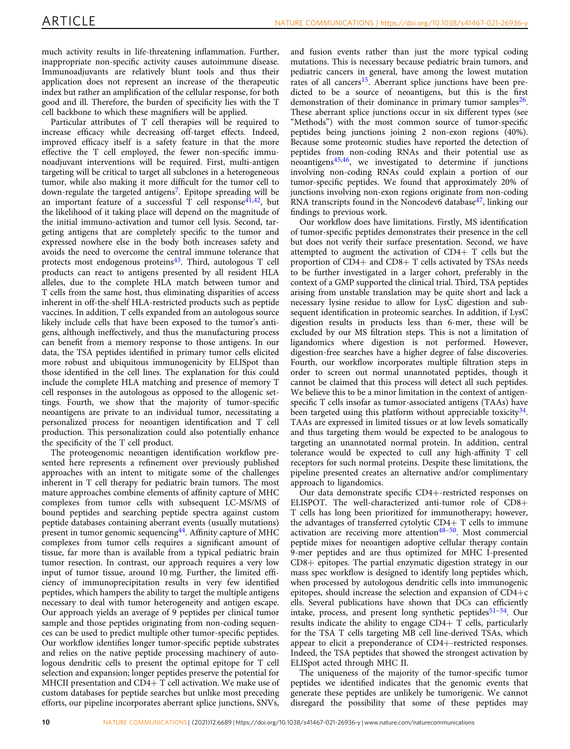much activity results in life-threatening inflammation. Further, inappropriate non-specific activity causes autoimmune disease. Immunoadjuvants are relatively blunt tools and thus their application does not represent an increase of the therapeutic index but rather an amplification of the cellular response, for both good and ill. Therefore, the burden of specificity lies with the T cell backbone to which these magnifiers will be applied.

Particular attributes of T cell therapies will be required to increase efficacy while decreasing off-target effects. Indeed, improved efficacy itself is a safety feature in that the more effective the T cell employed, the fewer non-specific immunoadjuvant interventions will be required. First, multi-antigen targeting will be critical to target all subclones in a heterogeneous tumor, while also making it more difficult for the tumor cell to down-regulate the targeted antigens[7]. Epitope spreading will be an important feature of a successful T cell response[41,42], but the likelihood of it taking place will depend on the magnitude of the initial immuno-activation and tumor cell lysis. Second, targeting antigens that are completely specific to the tumor and expressed nowhere else in the body both increases safety and avoids the need to overcome the central immune tolerance that protects most endogenous proteins[43]. Third, autologous T cell products can react to antigens presented by all resident HLA alleles, due to the complete HLA match between tumor and T cells from the same host, thus eliminating disparities of access inherent in off-the-shelf HLA-restricted products such as peptide vaccines. In addition, T cells expanded from an autologous source likely include cells that have been exposed to the tumor's antigens, although ineffectively, and thus the manufacturing process can benefit from a memory response to those antigens. In our data, the TSA peptides identified in primary tumor cells elicited more robust and ubiquitous immunogenicity by ELISpot than those identified in the cell lines. The explanation for this could include the complete HLA matching and presence of memory T cell responses in the autologous as opposed to the allogenic settings. Fourth, we show that the majority of tumor-specific neoantigens are private to an individual tumor, necessitating a personalized process for neoantigen identification and T cell production. This personalization could also potentially enhance the specificity of the T cell product.

The proteogenomic neoantigen identification workflow presented here represents a refinement over previously published approaches with an intent to mitigate some of the challenges inherent in T cell therapy for pediatric brain tumors. The most mature approaches combine elements of affinity capture of MHC complexes from tumor cells with subsequent LC-MS/MS of bound peptides and searching peptide spectra against custom peptide databases containing aberrant events (usually mutations) present in tumor genomic sequencing[44]. Affinity capture of MHC complexes from tumor cells requires a significant amount of tissue, far more than is available from a typical pediatric brain tumor resection. In contrast, our approach requires a very low input of tumor tissue, around 10 mg. Further, the limited efficiency of immunoprecipitation results in very few identified peptides, which hampers the ability to target the multiple antigens necessary to deal with tumor heterogeneity and antigen escape. Our approach yields an average of 9 peptides per clinical tumor sample and those peptides originating from non-coding sequences can be used to predict multiple other tumor-specific peptides. Our workflow identifies longer tumor-specific peptide substrates and relies on the native peptide processing machinery of autologous dendritic cells to present the optimal epitope for T cell selection and expansion; longer peptides preserve the potential for MHCII presentation and CD4+ T cell activation. We make use of custom databases for peptide searches but unlike most preceding efforts, our pipeline incorporates aberrant splice junctions, SNVs, and fusion events rather than just the more typical coding mutations. This is necessary because pediatric brain tumors, and pediatric cancers in general, have among the lowest mutation rates of all cancers[15]. Aberrant splice junctions have been predicted to be a source of neoantigens, but this is the first demonstration of their dominance in primary tumor samples[26]. These aberrant splice junctions occur in six different types (see "Methods") with the most common source of tumor-specific peptides being junctions joining 2 non-exon regions (40%). Because some proteomic studies have reported the detection of peptides from non-coding RNAs and their potential use as neoantigens[45,46], we investigated to determine if junctions involving non-coding RNAs could explain a portion of our tumor-specific peptides. We found that approximately 20% of junctions involving non-exon regions originate from non-coding RNA transcripts found in the Noncodev6 database[47], linking our findings to previous work.

Our workflow does have limitations. Firstly, MS identification of tumor-specific peptides demonstrates their presence in the cell but does not verify their surface presentation. Second, we have attempted to augment the activation of CD4+ T cells but the proportion of CD4+ and CD8+ T cells activated by TSAs needs to be further investigated in a larger cohort, preferably in the context of a GMP supported the clinical trial. Third, TSA peptides arising from unstable translation may be quite short and lack a necessary lysine residue to allow for LysC digestion and subsequent identification in proteomic searches. In addition, if LysC digestion results in products less than 6-mer, these will be excluded by our MS filtration steps. This is not a limitation of ligandomics where digestion is not performed. However, digestion-free searches have a higher degree of false discoveries. Fourth, our workflow incorporates multiple filtration steps in order to screen out normal unannotated peptides, though it cannot be claimed that this process will detect all such peptides. We believe this to be a minor limitation in the context of antigen-specific T cells insofar as tumor-associated antigens (TAAs) have been targeted using this platform without appreciable toxicity[34]. TAAs are expressed in limited tissues or at low levels somatically and thus targeting them would be expected to be analogous to targeting an unannotated normal protein. In addition, central tolerance would be expected to cull any high-affinity T cell receptors for such normal proteins. Despite these limitations, the pipeline presented creates an alternative and/or complimentary approach to ligandomics.

Our data demonstrate specific CD4+-restricted responses on ELISPOT. The well-characterized anti-tumor role of CD8+ T cells has long been prioritized for immunotherapy; however, the advantages of transferred cytolytic CD4+ T cells to immune activation are receiving more attention[48–50]. Most commercial peptide mixes for neoantigen adoptive cellular therapy contain 9-mer peptides and are thus optimized for MHC I-presented CD8+ epitopes. The partial enzymatic digestion strategy in our mass spec workflow is designed to identify long peptides which, when processed by autologous dendritic cells into immunogenic epitopes, should increase the selection and expansion of CD4+c ells. Several publications have shown that DCs can efficiently intake, process, and present long synthetic peptides[51–54]. Our results indicate the ability to engage CD4+ T cells, particularly for the TSA T cells targeting MB cell line-derived TSAs, which appear to elicit a preponderance of CD4+-restricted responses. Indeed, the TSA peptides that showed the strongest activation by ELISpot acted through MHC II.

The uniqueness of the majority of the tumor-specific tumor peptides we identified indicates that the genomic events that generate these peptides are unlikely be tumorigenic. We cannot disregard the possibility that some of these peptides may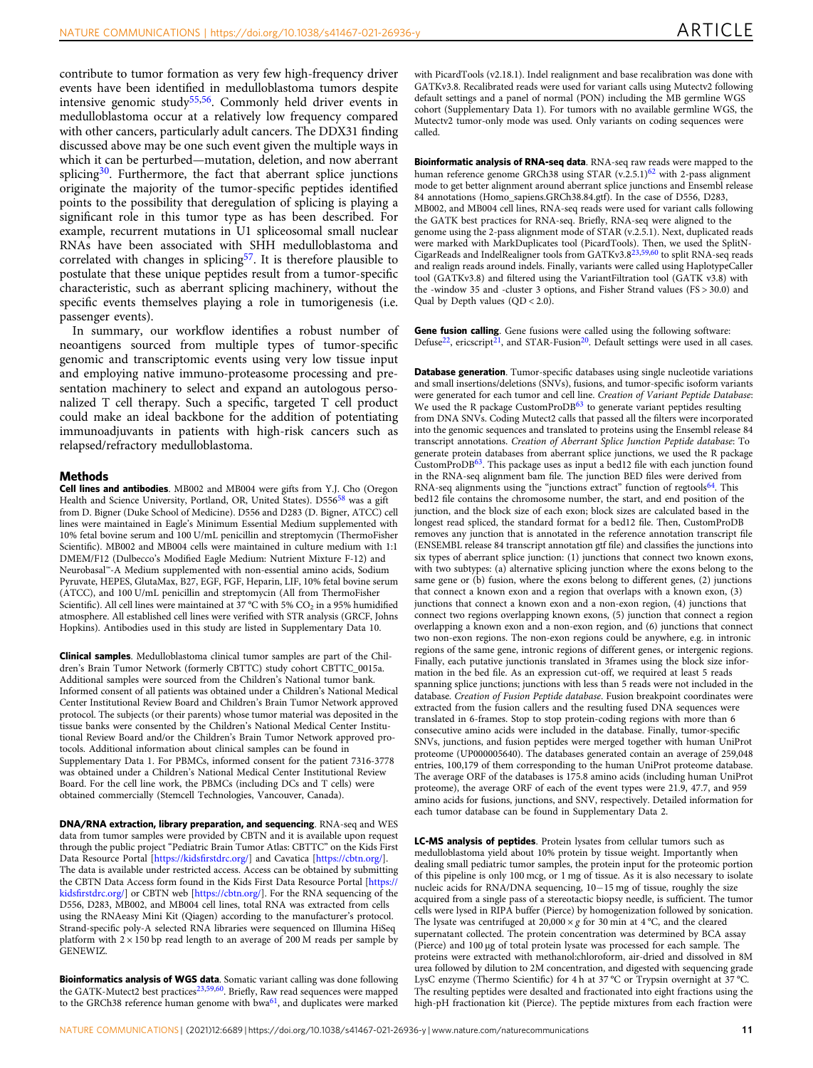contribute to tumor formation as very few high-frequency driver events have been identified in medulloblastoma tumors despite intensive genomic study[55,56]. Commonly held driver events in medulloblastoma occur at a relatively low frequency compared with other cancers, particularly adult cancers. The DDX31 finding discussed above may be one such event given the multiple ways in which it can be perturbed—mutation, deletion, and now aberrant splicing[30]. Furthermore, the fact that aberrant splice junctions originate the majority of the tumor-specific peptides identified points to the possibility that deregulation of splicing is playing a significant role in this tumor type as has been described. For example, recurrent mutations in U1 spliceosomal small nuclear RNAs have been associated with SHH medulloblastoma and correlated with changes in splicing[57]. It is therefore plausible to postulate that these unique peptides result from a tumor-specific characteristic, such as aberrant splicing machinery, without the specific events themselves playing a role in tumorigenesis (i.e. passenger events).

In summary, our workflow identifies a robust number of neoantigens sourced from multiple types of tumor-specific genomic and transcriptomic events using very low tissue input and employing native immuno-proteasome processing and presentation machinery to select and expand an autologous personalized T cell therapy. Such a specific, targeted T cell product could make an ideal backbone for the addition of potentiating immunoadjuvants in patients with high-risk cancers such as relapsed/refractory medulloblastoma.

## Methods

**Cell lines and antibodies**. MB002 and MB004 were gifts from Y.J. Cho (Oregon Health and Science University, Portland, OR, United States). D556[58] was a gift from D. Bigner (Duke School of Medicine). D556 and D283 (D. Bigner, ATCC) cell lines were maintained in Eagle's Minimum Essential Medium supplemented with 10% fetal bovine serum and 100 U/mL penicillin and streptomycin (ThermoFisher Scientific). MB002 and MB004 cells were maintained in culture medium with 1:1 DMEM/F12 (Dulbecco's Modified Eagle Medium: Nutrient Mixture F-12) and Neurobasal™-A Medium supplemented with non-essential amino acids, Sodium Pyruvate, HEPES, GlutaMax, B27, EGF, FGF, Heparin, LIF, 10% fetal bovine serum (ATCC), and 100 U/mL penicillin and streptomycin (All from ThermoFisher Scientific). All cell lines were maintained at 37 °C with 5% $CO_2$ in a 95% humidified atmosphere. All established cell lines were verified with STR analysis (GRCF, Johns Hopkins). Antibodies used in this study are listed in Supplementary Data 10.

**Clinical samples**. Medulloblastoma clinical tumor samples are part of the Children's Brain Tumor Network (formerly CBTTC) study cohort CBTTC_0015a. Additional samples were sourced from the Children's National tumor bank. Informed consent of all patients was obtained under a Children's National Medical Center Institutional Review Board and Children's Brain Tumor Network approved protocol. The subjects (or their parents) whose tumor material was deposited in the tissue banks were consented by the Children's National Medical Center Institutional Review Board and/or the Children's Brain Tumor Network approved protocols. Additional information about clinical samples can be found in Supplementary Data 1. For PBMCs, informed consent for the patient 7316-3778 was obtained under a Children's National Medical Center Institutional Review Board. For the cell line work, the PBMCs (including DCs and T cells) were obtained commercially (Stemcell Technologies, Vancouver, Canada).

**DNA/RNA extraction, library preparation, and sequencing**. RNA-seq and WES data from tumor samples were provided by CBTN and it is available upon request through the public project "Pediatric Brain Tumor Atlas: CBTTC" on the Kids First Data Resource Portal [https://kidsfirstdrc.org/] and Cavatica [https://cbtn.org/]. The data is available under restricted access. Access can be obtained by submitting the CBTN Data Access form found in the Kids First Data Resource Portal [https://kidsfirstdrc.org/] or CBTN web [https://cbtn.org/]. For the RNA sequencing of the D556, D283, MB002, and MB004 cell lines, total RNA was extracted from cells using the RNAeasy Mini Kit (Qiagen) according to the manufacturer's protocol. Strand-specific poly-A selected RNA libraries were sequenced on Illumina HiSeq platform with 2 × 150 bp read length to an average of 200 M reads per sample by GENEWIZ.

**Bioinformatics analysis of WGS data**. Somatic variant calling was done following the GATK-Mutect2 best practices[23,59,60]. Briefly, Raw read sequences were mapped to the GRCh38 reference human genome with bwa[61], and duplicates were marked with PicardTools (v2.18.1). Indel realignment and base recalibration was done with GATKv3.8. Recalibrated reads were used for variant calls using Mutectv2 following default settings and a panel of normal (PON) including the MB germline WGS cohort (Supplementary Data 1). For tumors with no available germline WGS, the Mutectv2 tumor-only mode was used. Only variants on coding sequences were called.

**Bioinformatic analysis of RNA-seq data**. RNA-seq raw reads were mapped to the human reference genome GRCh38 using STAR (v.2.5.1)[62] with 2-pass alignment mode to get better alignment around aberrant splice junctions and Ensembl release 84 annotations (Homo_sapiens.GRCh38.84.gtf). In the case of D556, D283, MB002, and MB004 cell lines, RNA-seq reads were used for variant calls following the GATK best practices for RNA-seq. Briefly, RNA-seq were aligned to the genome using the 2-pass alignment mode of STAR (v.2.5.1). Next, duplicated reads were marked with MarkDuplicates tool (PicardTools). Then, we used the SplitN-CigarReads and IndelRealigner tools from GATKv3.8[23,59,60] to split RNA-seq reads and realign reads around indels. Finally, variants were called using HaplotypeCaller tool (GATKv3.8) and filtered using the VariantFiltration tool (GATK v3.8) with the -window 35 and -cluster 3 options, and Fisher Strand values (FS > 30.0) and Qual by Depth values (QD < 2.0).

**Gene fusion calling**. Gene fusions were called using the following software: Defuse[22], ericscript[21], and STAR-Fusion[20]. Default settings were used in all cases.

**Database generation**. Tumor-specific databases using single nucleotide variations and small insertions/deletions (SNVs), fusions, and tumor-specific isoform variants were generated for each tumor and cell line. *Creation of Variant Peptide Database*: We used the R package CustomProDB[63] to generate variant peptides resulting from DNA SNVs. Coding Mutect2 calls that passed all the filters were incorporated into the genomic sequences and translated to proteins using the Ensembl release 84 transcript annotations. *Creation of Aberrant Splice Junction Peptide database*: To generate protein databases from aberrant splice junctions, we used the R package CustomProDB[63]. This package uses as input a bed12 file with each junction found in the RNA-seq alignment bam file. The junction BED files were derived from RNA-seq alignments using the "junctions extract" function of regtools[64]. This bed12 file contains the chromosome number, the start, and end position of the junction, and the block size of each exon; block sizes are calculated based in the longest read spliced, the standard format for a bed12 file. Then, CustomProDB removes any junction that is annotated in the reference annotation transcript file (ENSEMBL release 84 transcript annotation gtf file) and classifies the junctions into six types of aberrant splice junction: (1) junctions that connect two known exons, with two subtypes: (a) alternative splicing junction where the exons belong to the same gene or (b) fusion, where the exons belong to different genes, (2) junctions that connect a known exon and a region that overlaps with a known exon, (3) junctions that connect a known exon and a non-exon region, (4) junctions that connect two regions overlapping known exons, (5) junction that connect a region overlapping a known exon and a non-exon region, and (6) junctions that connect two non-exon regions. The non-exon regions could be anywhere, e.g. in intronic regions of the same gene, intronic regions of different genes, or intergenic regions. Finally, each putative junctionis translated in 3frames using the block size information in the bed file. As an expression cut-off, we required at least 5 reads spanning splice junctions; junctions with less than 5 reads were not included in the database. *Creation of Fusion Peptide database*. Fusion breakpoint coordinates were extracted from the fusion callers and the resulting fused DNA sequences were translated in 6-frames. Stop to stop protein-coding regions with more than 6 consecutive amino acids were included in the database. Finally, tumor-specific SNVs, junctions, and fusion peptides were merged together with human UniProt proteome (UP000005640). The databases generated contain an average of 259,048 entries, 100,179 of them corresponding to the human UniProt proteome database. The average ORF of the databases is 175.8 amino acids (including human UniProt proteome), the average ORF of each of the event types were 21.9, 47.7, and 959 amino acids for fusions, junctions, and SNV, respectively. Detailed information for each tumor database can be found in Supplementary Data 2.

**LC-MS analysis of peptides**. Protein lysates from cellular tumors such as medulloblastoma yield about 10% protein by tissue weight. Importantly when dealing small pediatric tumor samples, the protein input for the proteomic portion of this pipeline is only 100 mcg, or 1 mg of tissue. As it is also necessary to isolate nucleic acids for RNA/DNA sequencing, 10−15 mg of tissue, roughly the size acquired from a single pass of a stereotactic biopsy needle, is sufficient. The tumor cells were lysed in RIPA buffer (Pierce) by homogenization followed by sonication. The lysate was centrifuged at 20,000 × *g* for 30 min at 4 °C, and the cleared supernatant collected. The protein concentration was determined by BCA assay (Pierce) and 100 µg of total protein lysate was processed for each sample. The proteins were extracted with methanol:chloroform, air-dried and dissolved in 8M urea followed by dilution to 2M concentration, and digested with sequencing grade LysC enzyme (Thermo Scientific) for 4 h at 37 °C or Trypsin overnight at 37 °C. The resulting peptides were desalted and fractionated into eight fractions using the high-pH fractionation kit (Pierce). The peptide mixtures from each fraction were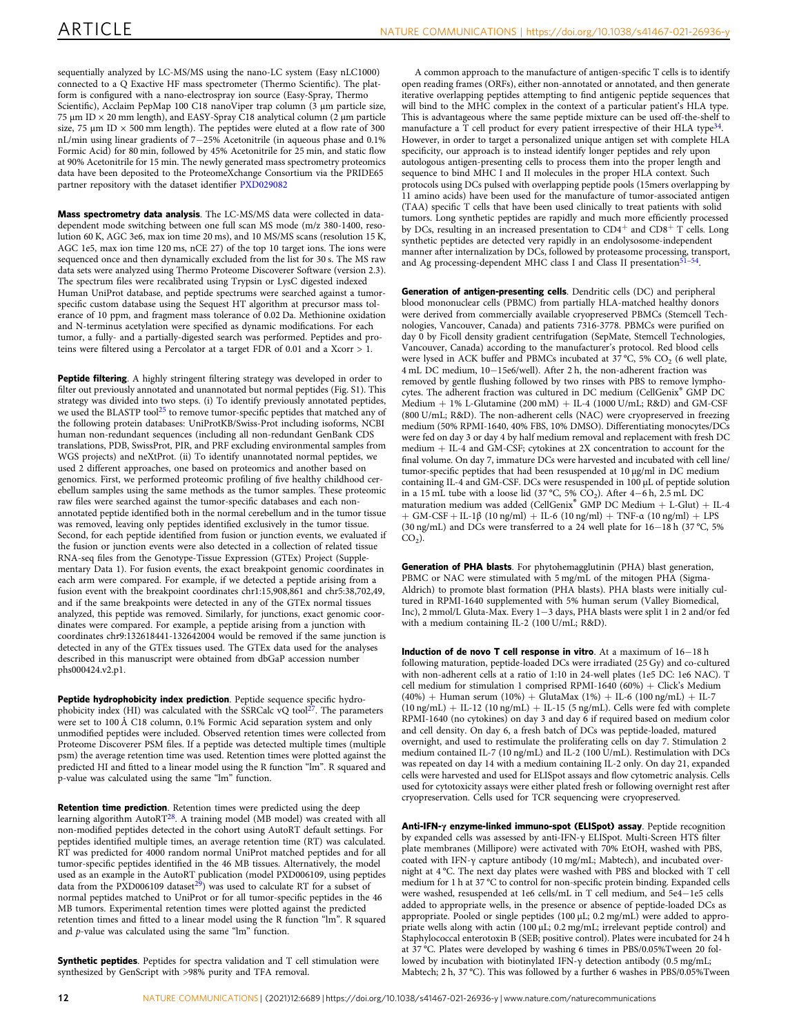sequentially analyzed by LC-MS/MS using the nano-LC system (Easy nLC1000) connected to a Q Exactive HF mass spectrometer (Thermo Scientific). The platform is configured with a nano-electrospray ion source (Easy-Spray, Thermo Scientific), Acclaim PepMap 100 C18 nanoViper trap column (3 μm particle size, 75 μm ID × 20 mm length), and EASY-Spray C18 analytical column (2 μm particle size, 75 μm ID × 500 mm length). The peptides were eluted at a flow rate of 300 nL/min using linear gradients of 7−25% Acetonitrile (in aqueous phase and 0.1% Formic Acid) for 80 min, followed by 45% Acetonitrile for 25 min, and static flow at 90% Acetonitrile for 15 min. The newly generated mass spectrometry proteomics data have been deposited to the ProteomeXchange Consortium via the PRIDE65 partner repository with the dataset identifier PXD029082

**Mass spectrometry data analysis**. The LC-MS/MS data were collected in data-dependent mode switching between one full scan MS mode (m/z 380-1400, resolution 60 K, AGC 3e6, max ion time 20 ms), and 10 MS/MS scans (resolution 15 K, AGC 1e5, max ion time 120 ms, nCE 27) of the top 10 target ions. The ions were sequenced once and then dynamically excluded from the list for 30 s. The MS raw data sets were analyzed using Thermo Proteome Discoverer Software (version 2.3). The spectrum files were recalibrated using Trypsin or LysC digested indexed Human UniProt database, and peptide spectrums were searched against a tumor-specific custom database using the Sequest HT algorithm at precursor mass tolerance of 10 ppm, and fragment mass tolerance of 0.02 Da. Methionine oxidation and N-terminus acetylation were specified as dynamic modifications. For each tumor, a fully- and a partially-digested search was performed. Peptides and proteins were filtered using a Percolator at a target FDR of 0.01 and a Xcorr > 1.

**Peptide filtering**. A highly stringent filtering strategy was developed in order to filter out previously annotated and unannotated but normal peptides (Fig. S1). This strategy was divided into two steps. (i) To identify previously annotated peptides, we used the BLASTP tool[25] to remove tumor-specific peptides that matched any of the following protein databases: UniProtKB/Swiss-Prot including isoforms, NCBI human non-redundant sequences (including all non-redundant GenBank CDS translations, PDB, SwissProt, PIR, and PRF excluding environmental samples from WGS projects) and neXtProt. (ii) To identify unannotated normal peptides, we used 2 different approaches, one based on proteomics and another based on genomics. First, we performed proteomic profiling of five healthy childhood cerebellum samples using the same methods as the tumor samples. These proteomic raw files were searched against the tumor-specific databases and each non-annotated peptide identified both in the normal cerebellum and in the tumor tissue was removed, leaving only peptides identified exclusively in the tumor tissue. Second, for each peptide identified from fusion or junction events, we evaluated if the fusion or junction events were also detected in a collection of related tissue RNA-seq files from the Genotype-Tissue Expression (GTEx) Project (Supplementary Data 1). For fusion events, the exact breakpoint genomic coordinates in each arm were compared. For example, if we detected a peptide arising from a fusion event with the breakpoint coordinates chr1:15,908,861 and chr5:38,702,49, and if the same breakpoints were detected in any of the GTEx normal tissues analyzed, this peptide was removed. Similarly, for junctions, exact genomic coordinates were compared. For example, a peptide arising from a junction with coordinates chr9:132618441-132642004 would be removed if the same junction is detected in any of the GTEx tissues used. The GTEx data used for the analyses described in this manuscript were obtained from dbGaP accession number phs000424.v2.p1.

**Peptide hydrophobicity index prediction**. Peptide sequence specific hydrophobicity index (HI) was calculated with the SSRCalc vQ tool[27]. The parameters were set to 100 Å C18 column, 0.1% Formic Acid separation system and only unmodified peptides were included. Observed retention times were collected from Proteome Discoverer PSM files. If a peptide was detected multiple times (multiple psm) the average retention time was used. Retention times were plotted against the predicted HI and fitted to a linear model using the R function "lm". R squared and p-value was calculated using the same "lm" function.

**Retention time prediction**. Retention times were predicted using the deep learning algorithm AutoRT[28]. A training model (MB model) was created with all non-modified peptides detected in the cohort using AutoRT default settings. For peptides identified multiple times, an average retention time (RT) was calculated. RT was predicted for 4000 random normal UniProt matched peptides and for all tumor-specific peptides identified in the 46 MB tissues. Alternatively, the model used as an example in the AutoRT publication (model PXD006109, using peptides data from the PXD006109 dataset[29]) was used to calculate RT for a subset of normal peptides matched to UniProt or for all tumor-specific peptides in the 46 MB tumors. Experimental retention times were plotted against the predicted retention times and fitted to a linear model using the R function "lm". R squared and *p*-value was calculated using the same "lm" function.

**Synthetic peptides**. Peptides for spectra validation and T cell stimulation were synthesized by GenScript with >98% purity and TFA removal.

A common approach to the manufacture of antigen-specific T cells is to identify open reading frames (ORFs), either non-annotated or annotated, and then generate iterative overlapping peptides attempting to find antigenic peptide sequences that will bind to the MHC complex in the context of a particular patient's HLA type. This is advantageous where the same peptide mixture can be used off-the-shelf to manufacture a T cell product for every patient irrespective of their HLA type[34]. However, in order to target a personalized unique antigen set with complete HLA specificity, our approach is to instead identify longer peptides and rely upon autologous antigen-presenting cells to process them into the proper length and sequence to bind MHC I and II molecules in the proper HLA context. Such protocols using DCs pulsed with overlapping peptide pools (15mers overlapping by 11 amino acids) have been used for the manufacture of tumor-associated antigen (TAA) specific T cells that have been used clinically to treat patients with solid tumors. Long synthetic peptides are rapidly and much more efficiently processed by DCs, resulting in an increased presentation to $CD4^+$ and $CD8^+$ T cells. Long synthetic peptides are detected very rapidly in an endolysosome-independent manner after internalization by DCs, followed by proteasome processing, transport, and Ag processing-dependent MHC class I and Class II presentation[51–54].

**Generation of antigen-presenting cells**. Dendritic cells (DC) and peripheral blood mononuclear cells (PBMC) from partially HLA-matched healthy donors were derived from commercially available cryopreserved PBMCs (Stemcell Technologies, Vancouver, Canada) and patients 7316-3778. PBMCs were purified on day 0 by Ficoll density gradient centrifugation (SepMate, Stemcell Technologies, Vancouver, Canada) according to the manufacturer's protocol. Red blood cells were lysed in ACK buffer and PBMCs incubated at 37 °C, 5% $CO_2$ (6 well plate, 4 mL DC medium, 10−15e6/well). After 2 h, the non-adherent fraction was removed by gentle flushing followed by two rinses with PBS to remove lymphocytes. The adherent fraction was cultured in DC medium (CellGenix® GMP DC Medium + 1% L-Glutamine (200 mM) + IL-4 (1000 U/mL; R&D) and GM-CSF (800 U/mL; R&D). The non-adherent cells (NAC) were cryopreserved in freezing medium (50% RPMI-1640, 40% FBS, 10% DMSO). Differentiating monocytes/DCs were fed on day 3 or day 4 by half medium removal and replacement with fresh DC medium + IL-4 and GM-CSF; cytokines at 2X concentration to account for the final volume. On day 7, immature DCs were harvested and incubated with cell line/tumor-specific peptides that had been resuspended at 10 μg/ml in DC medium containing IL-4 and GM-CSF. DCs were resuspended in 100 μL of peptide solution in a 15 mL tube with a loose lid (37 °C, 5% $CO_2$). After 4−6 h, 2.5 mL DC maturation medium was added (CellGenix® GMP DC Medium + L-Glut) + IL-4 + GM-CSF + IL-1β (10 ng/ml) + IL-6 (10 ng/ml) + TNF-α (10 ng/ml) + LPS (30 ng/mL) and DCs were transferred to a 24 well plate for 16−18 h (37 °C, 5% $CO_2$).

**Generation of PHA blasts**. For phytohemagglutinin (PHA) blast generation, PBMC or NAC were stimulated with 5 mg/mL of the mitogen PHA (Sigma-Aldrich) to promote blast formation (PHA blasts). PHA blasts were initially cultured in RPMI-1640 supplemented with 5% human serum (Valley Biomedical, Inc), 2 mmol/L Gluta-Max. Every 1−3 days, PHA blasts were split 1 in 2 and/or fed with a medium containing IL-2 (100 U/mL; R&D).

**Induction of de novo T cell response in vitro**. At a maximum of 16−18 h following maturation, peptide-loaded DCs were irradiated (25 Gy) and co-cultured with non-adherent cells at a ratio of 1:10 in 24-well plates (1e5 DC: 1e6 NAC). T cell medium for stimulation 1 comprised RPMI-1640 (60%) + Click's Medium (40%) + Human serum (10%) + GlutaMax (1%) + IL-6 (100 ng/mL) + IL-7 (10 ng/mL) + IL-12 (10 ng/mL) + IL-15 (5 ng/mL). Cells were fed with complete RPMI-1640 (no cytokines) on day 3 and day 6 if required based on medium color and cell density. On day 6, a fresh batch of DCs was peptide-loaded, matured overnight, and used to restimulate the proliferating cells on day 7. Stimulation 2 medium contained IL-7 (10 ng/mL) and IL-2 (100 U/mL). Restimulation with DCs was repeated on day 14 with a medium containing IL-2 only. On day 21, expanded cells were harvested and used for ELISpot assays and flow cytometric analysis. Cells used for cytotoxicity assays were either plated fresh or following overnight rest after cryopreservation. Cells used for TCR sequencing were cryopreserved.

**Anti-IFN-γ enzyme-linked immuno-spot (ELISpot) assay**. Peptide recognition by expanded cells was assessed by anti-IFN-γ ELISpot. Multi-Screen HTS filter plate membranes (Millipore) were activated with 70% EtOH, washed with PBS, coated with IFN-γ capture antibody (10 mg/mL; Mabtech), and incubated overnight at 4 °C. The next day plates were washed with PBS and blocked with T cell medium for 1 h at 37 °C to control for non-specific protein binding. Expanded cells were washed, resuspended at 1e6 cells/mL in T cell medium, and 5e4−1e5 cells added to appropriate wells, in the presence or absence of peptide-loaded DCs as appropriate. Pooled or single peptides (100 μL; 0.2 mg/mL) were added to appropriate wells along with actin (100 μL; 0.2 mg/mL; irrelevant peptide control) and Staphylococcal enterotoxin B (SEB; positive control). Plates were incubated for 24 h at 37 °C. Plates were developed by washing 6 times in PBS/0.05%Tween 20 followed by incubation with biotinylated IFN-γ detection antibody (0.5 mg/mL; Mabtech; 2 h, 37 °C). This was followed by a further 6 washes in PBS/0.05%Tween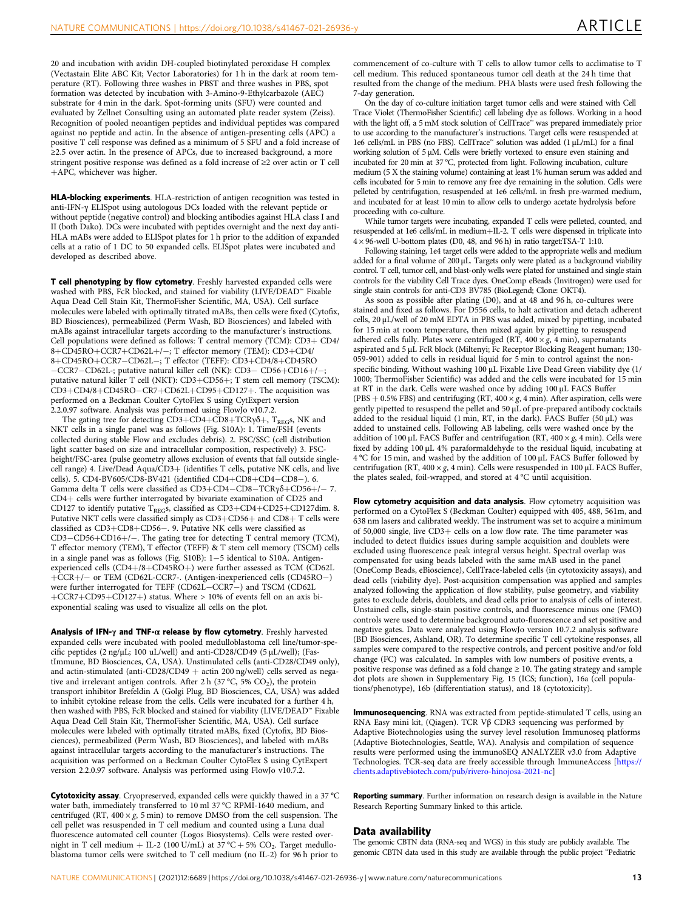20 and incubation with avidin DH-coupled biotinylated peroxidase H complex (Vectastain Elite ABC Kit; Vector Laboratories) for 1 h in the dark at room temperature (RT). Following three washes in PBST and three washes in PBS, spot formation was detected by incubation with 3-Amino-9-Ethylcarbazole (AEC) substrate for 4 min in the dark. Spot-forming units (SFU) were counted and evaluated by Zellnet Consulting using an automated plate reader system (Zeiss). Recognition of pooled neoantigen peptides and individual peptides was compared against no peptide and actin. In the absence of antigen-presenting cells (APC) a positive T cell response was defined as a minimum of 5 SFU and a fold increase of ≥2.5 over actin. In the presence of APCs, due to increased background, a more stringent positive response was defined as a fold increase of ≥2 over actin or T cell +APC, whichever was higher.

**HLA-blocking experiments**. HLA-restriction of antigen recognition was tested in anti-IFN-γ ELISpot using autologous DCs loaded with the relevant peptide or without peptide (negative control) and blocking antibodies against HLA class I and II (both Dako). DCs were incubated with peptides overnight and the next day anti-HLA mABs were added to ELISpot plates for 1 h prior to the addition of expanded cells at a ratio of 1 DC to 50 expanded cells. ELISpot plates were incubated and developed as described above.

**T cell phenotyping by flow cytometry**. Freshly harvested expanded cells were washed with PBS, FcR blocked, and stained for viability (LIVE/DEAD™ Fixable Aqua Dead Cell Stain Kit, ThermoFisher Scientific, MA, USA). Cell surface molecules were labeled with optimally titrated mABs, then cells were fixed (Cytofix, BD Biosciences), permeabilized (Perm Wash, BD Biosciences) and labeled with mAbs against intracellular targets according to the manufacturer's instructions. Cell populations were defined as follows: T central memory (TCM): CD3+ CD4/8+CD45RO+CCR7+CD62L+/−; T effector memory (TEM): CD3+CD4/8+CD45RO+CCR7−CD62L−; T effector (TEFF): CD3+CD4/8+CD45RO−CCR7−CD62L-; putative natural killer cell (NK): CD3− CD56+CD16+/−; putative natural killer T cell (NKT): CD3+CD56+; T stem cell memory (TSCM): CD3+CD4/8+CD45RO−CR7+CD62L+CD95+CD127+. The acquisition was performed on a Beckman Coulter CytoFlex S using CytExpert version 2.2.0.97 software. Analysis was performed using FlowJo v10.7.2.

The gating tree for detecting CD3+CD4+CD8+TCRγδ+, $T_{REG}$s, NK and NKT cells in a single panel was as follows (Fig. S10A): 1. Time/FSH (events collected during stable Flow and excludes debris). 2. FSC/SSC (cell distribution light scatter based on size and intracellular composition, respectively) 3. FSC-height/FSC-area (pulse geometry allows exclusion of events that fall outside single-cell range) 4. Live/Dead Aqua/CD3+ (identifies T cells, putative NK cells, and live cells). 5. CD4-BV605/CD8-BV421 (identified CD4+CD8+CD4−CD8−). 6. Gamma delta T cells were classified as CD3+CD4−CD8−TCRγδ+CD56+/− 7. CD4+ cells were further interrogated by bivariate examination of CD25 and CD127 to identify putative $T_{REG}$s, classified as CD3+CD4+CD25+CD127dim. 8. Putative NKT cells were classified simply as CD3+CD56+ and CD8+ T cells were classified as CD3+CD8+CD56−. 9. Putative NK cells were classified as CD3−CD56+CD16+/−. The gating tree for detecting T central memory (TCM), T effector memory (TEM), T effector (TEFF) & T stem cell memory (TSCM) cells in a single panel was as follows (Fig. S10B): 1−5 identical to S10A. Antigen-experienced cells (CD4+/8+CD45RO+) were further assessed as TCM (CD62L +CCR+/− or TEM (CD62L-CCR7-. (Antigen-inexperienced cells (CD45RO−) were further interrogated for TEFF (CD62L−CCR7−) and TSCM (CD62L +CCR7+CD95+CD127+) status. Where > 10% of events fell on an axis bi-exponential scaling was used to visualize all cells on the plot.

**Analysis of IFN-γ and TNF-α release by flow cytometry**. Freshly harvested expanded cells were incubated with pooled medulloblastoma cell line/tumor-specific peptides (2 ng/µL; 100 uL/well) and anti-CD28/CD49 (5 µL/well); (FastImmune, BD Biosciences, CA, USA). Unstimulated cells (anti-CD28/CD49 only), and actin-stimulated (anti-CD28/CD49 + actin 200 ng/well) cells served as negative and irrelevant antigen controls. After 2 h (37 °C, 5% $CO_2$), the protein transport inhibitor Brefeldin A (Golgi Plug, BD Biosciences, CA, USA) was added to inhibit cytokine release from the cells. Cells were incubated for a further 4 h, then washed with PBS, FcR blocked and stained for viability (LIVE/DEAD™ Fixable Aqua Dead Cell Stain Kit, ThermoFisher Scientific, MA, USA). Cell surface molecules were labeled with optimally titrated mABs, fixed (Cytofix, BD Biosciences), permeabilized (Perm Wash, BD Biosciences), and labeled with mAbs against intracellular targets according to the manufacturer's instructions. The acquisition was performed on a Beckman Coulter CytoFlex S using CytExpert version 2.2.0.97 software. Analysis was performed using FlowJo v10.7.2.

**Cytotoxicity assay**. Cryopreserved, expanded cells were quickly thawed in a 37 °C water bath, immediately transferred to 10 ml 37 °C RPMI-1640 medium, and centrifuged (RT, 400 × *g*, 5 min) to remove DMSO from the cell suspension. The cell pellet was resuspended in T cell medium and counted using a Luna dual fluorescence automated cell counter (Logos Biosystems). Cells were rested overnight in T cell medium + IL-2 (100 U/mL) at 37 °C + 5% $CO_2$. Target medulloblastoma tumor cells were switched to T cell medium (no IL-2) for 96 h prior to commencement of co-culture with T cells to allow tumor cells to acclimatise to T cell medium. This reduced spontaneous tumor cell death at the 24 h time that resulted from the change of the medium. PHA blasts were used fresh following the 7-day generation.

On the day of co-culture initiation target tumor cells and were stained with Cell Trace Violet (ThermoFisher Scientific) cell labeling dye as follows. Working in a hood with the light off, a 5 mM stock solution of CellTrace™ was prepared immediately prior to use according to the manufacturer's instructions. Target cells were resuspended at 1e6 cells/mL in PBS (no FBS). CellTrace™ solution was added (1 µL/mL) for a final working solution of 5 µM. Cells were briefly vortexed to ensure even staining and incubated for 20 min at 37 °C, protected from light. Following incubation, culture medium (5 X the staining volume) containing at least 1% human serum was added and cells incubated for 5 min to remove any free dye remaining in the solution. Cells were pelleted by centrifugation, resuspended at 1e6 cells/mL in fresh pre-warmed medium, and incubated for at least 10 min to allow cells to undergo acetate hydrolysis before proceeding with co-culture.

While tumor targets were incubating, expanded T cells were pelleted, counted, and resuspended at 1e6 cells/mL in medium+IL-2. T cells were dispensed in triplicate into 4 × 96-well U-bottom plates (D0, 48, and 96 h) in ratio target:TSA-T 1:10.

Following staining, 1e4 target cells were added to the appropriate wells and medium added for a final volume of 200 µL. Targets only were plated as a background viability control. T cell, tumor cell, and blast-only wells were plated for unstained and single stain controls for the viability Cell Trace dyes. OneComp eBeads (Invitrogen) were used for single stain controls for anti-CD3 BV785 (BioLegend; Clone: OKT4).

As soon as possible after plating (D0), and at 48 and 96 h, co-cultures were stained and fixed as follows. For D556 cells, to halt activation and detach adherent cells, 20 µL/well of 20 mM EDTA in PBS was added, mixed by pipetting, incubated for 15 min at room temperature, then mixed again by pipetting to resuspend adhered cells fully. Plates were centrifuged (RT, 400 × *g*, 4 min), supernatants aspirated and 5 µL FcR block (Miltenyi; Fc Receptor Blocking Reagent human; 130-059-901) added to cells in residual liquid for 5 min to control against the non-specific binding. Without washing 100 µL Fixable Live Dead Green viability dye (1/1000; ThermoFisher Scientific) was added and the cells were incubated for 15 min at RT in the dark. Cells were washed once by adding 100 µL FACS Buffer (PBS + 0.5% FBS) and centrifuging (RT, 400 × *g*, 4 min). After aspiration, cells were gently pipetted to resuspend the pellet and 50 µL of pre-prepared antibody cocktails added to the residual liquid (1 min, RT, in the dark). FACS Buffer (50 µL) was added to unstained cells. Following AB labeling, cells were washed once by the addition of 100 µL FACS Buffer and centrifugation (RT, 400 × *g*, 4 min). Cells were fixed by adding 100 µL 4% paraformaldehyde to the residual liquid, incubating at 4 °C for 15 min, and washed by the addition of 100 µL FACS Buffer followed by centrifugation (RT, 400 × *g*, 4 min). Cells were resuspended in 100 µL FACS Buffer, the plates sealed, foil-wrapped, and stored at 4 °C until acquisition.

**Flow cytometry acquisition and data analysis**. Flow cytometry acquisition was performed on a CytoFlex S (Beckman Coulter) equipped with 405, 488, 561m, and 638 nm lasers and calibrated weekly. The instrument was set to acquire a minimum of 50,000 single, live CD3+ cells on a low flow rate. The time parameter was included to detect fluidics issues during sample acquisition and doublets were excluded using fluorescence peak integral versus height. Spectral overlap was compensated for using beads labeled with the same mAB used in the panel (OneComp Beads, eBioscience), CellTrace-labeled cells (in cytotoxicity assays), and dead cells (viability dye). Post-acquisition compensation was applied and samples analyzed following the application of flow stability, pulse geometry, and viability gates to exclude debris, doublets, and dead cells prior to analysis of cells of interest. Unstained cells, single-stain positive controls, and fluorescence minus one (FMO) controls were used to determine background auto-fluorescence and set positive and negative gates. Data were analyzed using FlowJo version 10.7.2 analysis software (BD Biosciences, Ashland, OR). To determine specific T cell cytokine responses, all samples were compared to the respective controls, and percent positive and/or fold change (FC) was calculated. In samples with low numbers of positive events, a positive response was defined as a fold change ≥ 10. The gating strategy and sample dot plots are shown in Supplementary Fig. 15 (ICS; function), 16a (cell populations/phenotype), 16b (differentiation status), and 18 (cytotoxicity).

**Immunosequencing**. RNA was extracted from peptide-stimulated T cells, using an RNA Easy mini kit, (Qiagen). TCR Vβ CDR3 sequencing was performed by Adaptive Biotechnologies using the survey level resolution Immunoseq platforms (Adaptive Biotechnologies, Seattle, WA). Analysis and compilation of sequence results were performed using the immunoSEQ ANALYZER v3.0 from Adaptive Technologies. TCR-seq data are freely accessible through ImmuneAccess [https://clients.adaptivebiotech.com/pub/rivero-hinojosa-2021-nc]

**Reporting summary**. Further information on research design is available in the Nature Research Reporting Summary linked to this article.

## Data availability

The genomic CBTN data (RNA-seq and WGS) in this study are publicly available. The genomic CBTN data used in this study are available through the public project "Pediatric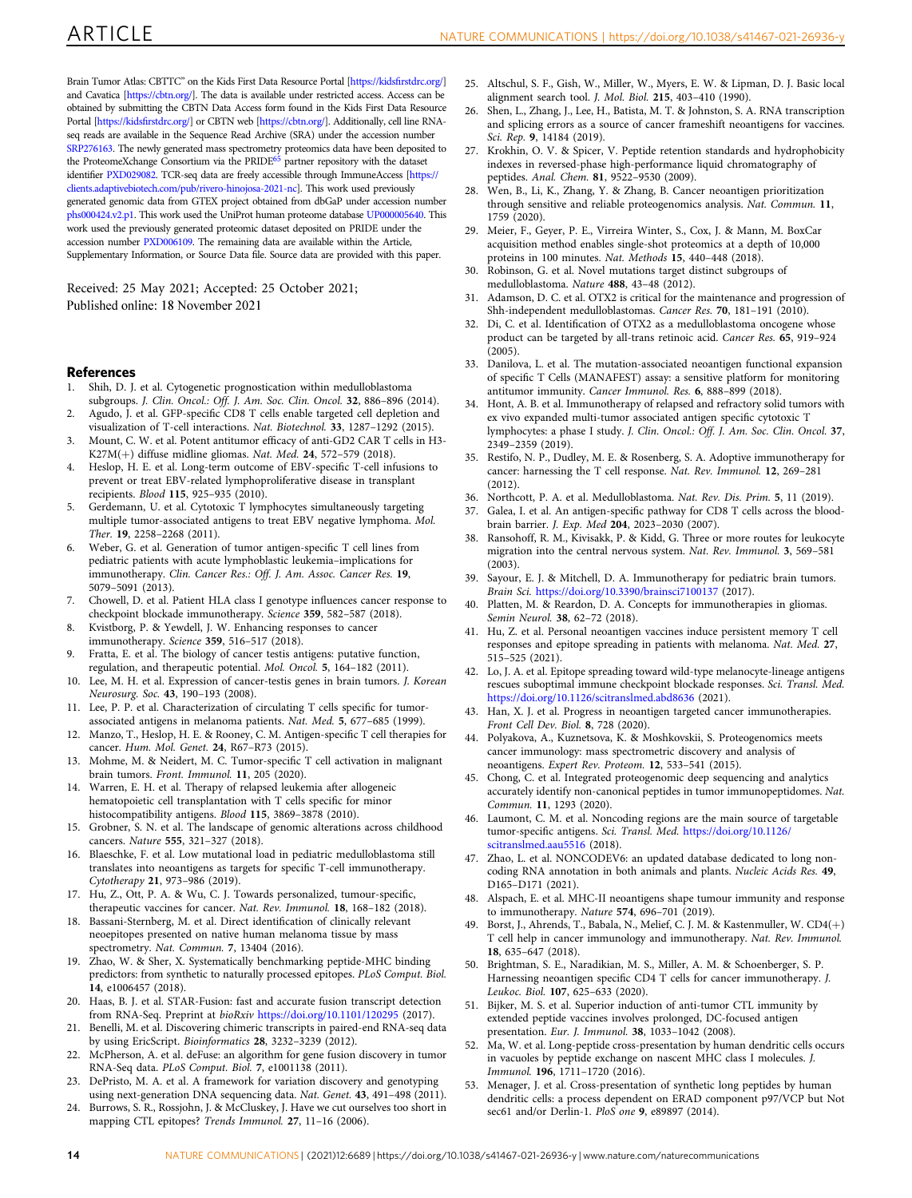Brain Tumor Atlas: CBTTC" on the Kids First Data Resource Portal [https://kidsfirstdrc.org/] and Cavatica [https://cbtn.org/]. The data is available under restricted access. Access can be obtained by submitting the CBTN Data Access form found in the Kids First Data Resource Portal [https://kidsfirstdrc.org/] or CBTN web [https://cbtn.org/]. Additionally, cell line RNA-seq reads are available in the Sequence Read Archive (SRA) under the accession number SRP276163. The newly generated mass spectrometry proteomics data have been deposited to the ProteomeXchange Consortium via the PRIDE[65] partner repository with the dataset identifier PXD029082. TCR-seq data are freely accessible through ImmuneAccess [https://clients.adaptivebiotech.com/pub/rivero-hinojosa-2021-nc]. This work used previously generated genomic data from GTEX project obtained from dbGaP under accession number phs000424.v2.p1. This work used the UniProt human proteome database UP000005640. This work used the previously generated proteomic dataset deposited on PRIDE under the accession number PXD006109. The remaining data are available within the Article, Supplementary Information, or Source Data file. Source data are provided with this paper.

Received: 25 May 2021; Accepted: 25 October 2021;
Published online: 18 November 2021

## References

1. Shih, D. J. et al. Cytogenetic prognostication within medulloblastoma subgroups. *J. Clin. Oncol.: Off. J. Am. Soc. Clin. Oncol.* **32**, 886–896 (2014).
2. Agudo, J. et al. GFP-specific CD8 T cells enable targeted cell depletion and visualization of T-cell interactions. *Nat. Biotechnol.* **33**, 1287–1292 (2015).
3. Mount, C. W. et al. Potent antitumor efficacy of anti-GD2 CAR T cells in H3-K27M(+) diffuse midline gliomas. *Nat. Med.* **24**, 572–579 (2018).
4. Heslop, H. E. et al. Long-term outcome of EBV-specific T-cell infusions to prevent or treat EBV-related lymphoproliferative disease in transplant recipients. *Blood* **115**, 925–935 (2010).
5. Gerdemann, U. et al. Cytotoxic T lymphocytes simultaneously targeting multiple tumor-associated antigens to treat EBV negative lymphoma. *Mol. Ther.* **19**, 2258–2268 (2011).
6. Weber, G. et al. Generation of tumor antigen-specific T cell lines from pediatric patients with acute lymphoblastic leukemia–implications for immunotherapy. *Clin. Cancer Res.: Off. J. Am. Assoc. Cancer Res.* **19**, 5079–5091 (2013).
7. Chowell, D. et al. Patient HLA class I genotype influences cancer response to checkpoint blockade immunotherapy. *Science* **359**, 582–587 (2018).
8. Kvistborg, P. & Yewdell, J. W. Enhancing responses to cancer immunotherapy. *Science* **359**, 516–517 (2018).
9. Fratta, E. et al. The biology of cancer testis antigens: putative function, regulation, and therapeutic potential. *Mol. Oncol.* **5**, 164–182 (2011).
10. Lee, M. H. et al. Expression of cancer-testis genes in brain tumors. *J. Korean Neurosurg. Soc.* **43**, 190–193 (2008).
11. Lee, P. P. et al. Characterization of circulating T cells specific for tumor-associated antigens in melanoma patients. *Nat. Med.* **5**, 677–685 (1999).
12. Manzo, T., Heslop, H. E. & Rooney, C. M. Antigen-specific T cell therapies for cancer. *Hum. Mol. Genet.* **24**, R67–R73 (2015).
13. Mohme, M. & Neidert, M. C. Tumor-specific T cell activation in malignant brain tumors. *Front. Immunol.* **11**, 205 (2020).
14. Warren, E. H. et al. Therapy of relapsed leukemia after allogeneic hematopoietic cell transplantation with T cells specific for minor histocompatibility antigens. *Blood* **115**, 3869–3878 (2010).
15. Grobner, S. N. et al. The landscape of genomic alterations across childhood cancers. *Nature* **555**, 321–327 (2018).
16. Blaeschke, F. et al. Low mutational load in pediatric medulloblastoma still translates into neoantigens as targets for specific T-cell immunotherapy. *Cytotherapy* **21**, 973–986 (2019).
17. Hu, Z., Ott, P. A. & Wu, C. J. Towards personalized, tumour-specific, therapeutic vaccines for cancer. *Nat. Rev. Immunol.* **18**, 168–182 (2018).
18. Bassani-Sternberg, M. et al. Direct identification of clinically relevant neoepitopes presented on native human melanoma tissue by mass spectrometry. *Nat. Commun.* **7**, 13404 (2016).
19. Zhao, W. & Sher, X. Systematically benchmarking peptide-MHC binding predictors: from synthetic to naturally processed epitopes. *PLoS Comput. Biol.* **14**, e1006457 (2018).
20. Haas, B. J. et al. STAR-Fusion: fast and accurate fusion transcript detection from RNA-Seq. Preprint at *bioRxiv* https://doi.org/10.1101/120295 (2017).
21. Benelli, M. et al. Discovering chimeric transcripts in paired-end RNA-seq data by using EricScript. *Bioinformatics* **28**, 3232–3239 (2012).
22. McPherson, A. et al. deFuse: an algorithm for gene fusion discovery in tumor RNA-Seq data. *PLoS Comput. Biol.* **7**, e1001138 (2011).
23. DePristo, M. A. et al. A framework for variation discovery and genotyping using next-generation DNA sequencing data. *Nat. Genet.* **43**, 491–498 (2011).
24. Burrows, S. R., Rossjohn, J. & McCluskey, J. Have we cut ourselves too short in mapping CTL epitopes? *Trends Immunol.* **27**, 11–16 (2006).
25. Altschul, S. F., Gish, W., Miller, W., Myers, E. W. & Lipman, D. J. Basic local alignment search tool. *J. Mol. Biol.* **215**, 403–410 (1990).
26. Shen, L., Zhang, J., Lee, H., Batista, M. T. & Johnston, S. A. RNA transcription and splicing errors as a source of cancer frameshift neoantigens for vaccines. *Sci. Rep.* **9**, 14184 (2019).
27. Krokhin, O. V. & Spicer, V. Peptide retention standards and hydrophobicity indexes in reversed-phase high-performance liquid chromatography of peptides. *Anal. Chem.* **81**, 9522–9530 (2009).
28. Wen, B., Li, K., Zhang, Y. & Zhang, B. Cancer neoantigen prioritization through sensitive and reliable proteogenomics analysis. *Nat. Commun.* **11**, 1759 (2020).
29. Meier, F., Geyer, P. E., Virreira Winter, S., Cox, J. & Mann, M. BoxCar acquisition method enables single-shot proteomics at a depth of 10,000 proteins in 100 minutes. *Nat. Methods* **15**, 440–448 (2018).
30. Robinson, G. et al. Novel mutations target distinct subgroups of medulloblastoma. *Nature* **488**, 43–48 (2012).
31. Adamson, D. C. et al. OTX2 is critical for the maintenance and progression of Shh-independent medulloblastomas. *Cancer Res.* **70**, 181–191 (2010).
32. Di, C. et al. Identification of OTX2 as a medulloblastoma oncogene whose product can be targeted by all-trans retinoic acid. *Cancer Res.* **65**, 919–924 (2005).
33. Danilova, L. et al. The mutation-associated neoantigen functional expansion of specific T Cells (MANAFEST) assay: a sensitive platform for monitoring antitumor immunity. *Cancer Immunol. Res.* **6**, 888–899 (2018).
34. Hont, A. B. et al. Immunotherapy of relapsed and refractory solid tumors with ex vivo expanded multi-tumor associated antigen specific cytotoxic T lymphocytes: a phase I study. *J. Clin. Oncol.: Off. J. Am. Soc. Clin. Oncol.* **37**, 2349–2359 (2019).
35. Restifo, N. P., Dudley, M. E. & Rosenberg, S. A. Adoptive immunotherapy for cancer: harnessing the T cell response. *Nat. Rev. Immunol.* **12**, 269–281 (2012).
36. Northcott, P. A. et al. Medulloblastoma. *Nat. Rev. Dis. Prim.* **5**, 11 (2019).
37. Galea, I. et al. An antigen-specific pathway for CD8 T cells across the blood-brain barrier. *J. Exp. Med* **204**, 2023–2030 (2007).
38. Ransohoff, R. M., Kivisakk, P. & Kidd, G. Three or more routes for leukocyte migration into the central nervous system. *Nat. Rev. Immunol.* **3**, 569–581 (2003).
39. Sayour, E. J. & Mitchell, D. A. Immunotherapy for pediatric brain tumors. *Brain Sci.* https://doi.org/10.3390/brainsci7100137 (2017).
40. Platten, M. & Reardon, D. A. Concepts for immunotherapies in gliomas. *Semin Neurol.* **38**, 62–72 (2018).
41. Hu, Z. et al. Personal neoantigen vaccines induce persistent memory T cell responses and epitope spreading in patients with melanoma. *Nat. Med.* **27**, 515–525 (2021).
42. Lo, J. A. et al. Epitope spreading toward wild-type melanocyte-lineage antigens rescues suboptimal immune checkpoint blockade responses. *Sci. Transl. Med.* https://doi.org/10.1126/scitranslmed.abd8636 (2021).
43. Han, X. J. et al. Progress in neoantigen targeted cancer immunotherapies. *Front Cell Dev. Biol.* **8**, 728 (2020).
44. Polyakova, A., Kuznetsova, K. & Moshkovskii, S. Proteogenomics meets cancer immunology: mass spectrometric discovery and analysis of neoantigens. *Expert Rev. Proteom.* **12**, 533–541 (2015).
45. Chong, C. et al. Integrated proteogenomic deep sequencing and analytics accurately identify non-canonical peptides in tumor immunopeptidomes. *Nat. Commun.* **11**, 1293 (2020).
46. Laumont, C. M. et al. Noncoding regions are the main source of targetable tumor-specific antigens. *Sci. Transl. Med.* https://doi.org/10.1126/scitranslmed.aau5516 (2018).
47. Zhao, L. et al. NONCODEV6: an updated database dedicated to long non-coding RNA annotation in both animals and plants. *Nucleic Acids Res.* **49**, D165–D171 (2021).
48. Alspach, E. et al. MHC-II neoantigens shape tumour immunity and response to immunotherapy. *Nature* **574**, 696–701 (2019).
49. Borst, J., Ahrends, T., Babala, N., Melief, C. J. M. & Kastenmuller, W. CD4(+) T cell help in cancer immunology and immunotherapy. *Nat. Rev. Immunol.* **18**, 635–647 (2018).
50. Brightman, S. E., Naradikian, M. S., Miller, A. M. & Schoenberger, S. P. Harnessing neoantigen specific CD4 T cells for cancer immunotherapy. *J. Leukoc. Biol.* **107**, 625–633 (2020).
51. Bijker, M. S. et al. Superior induction of anti-tumor CTL immunity by extended peptide vaccines involves prolonged, DC-focused antigen presentation. *Eur. J. Immunol.* **38**, 1033–1042 (2008).
52. Ma, W. et al. Long-peptide cross-presentation by human dendritic cells occurs in vacuoles by peptide exchange on nascent MHC class I molecules. *J. Immunol.* **196**, 1711–1720 (2016).
53. Menager, J. et al. Cross-presentation of synthetic long peptides by human dendritic cells: a process dependent on ERAD component p97/VCP but Not sec61 and/or Derlin-1. *PloS one* **9**, e89897 (2014).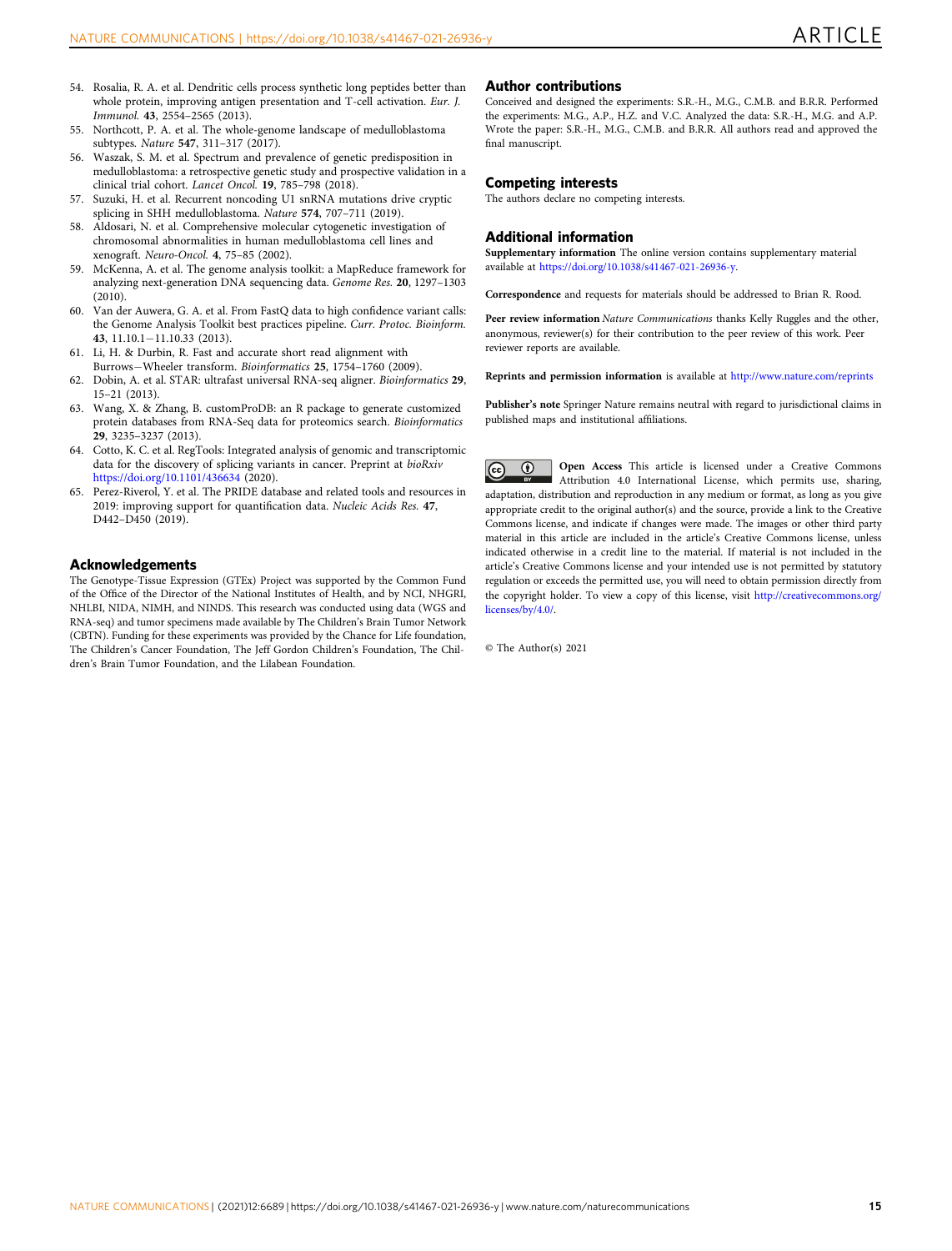54. Rosalia, R. A. et al. Dendritic cells process synthetic long peptides better than whole protein, improving antigen presentation and T-cell activation. *Eur. J. Immunol.* **43**, 2554–2565 (2013).
55. Northcott, P. A. et al. The whole-genome landscape of medulloblastoma subtypes. *Nature* **547**, 311–317 (2017).
56. Waszak, S. M. et al. Spectrum and prevalence of genetic predisposition in medulloblastoma: a retrospective genetic study and prospective validation in a clinical trial cohort. *Lancet Oncol.* **19**, 785–798 (2018).
57. Suzuki, H. et al. Recurrent noncoding U1 snRNA mutations drive cryptic splicing in SHH medulloblastoma. *Nature* **574**, 707–711 (2019).
58. Aldosari, N. et al. Comprehensive molecular cytogenetic investigation of chromosomal abnormalities in human medulloblastoma cell lines and xenograft. *Neuro-Oncol.* **4**, 75–85 (2002).
59. McKenna, A. et al. The genome analysis toolkit: a MapReduce framework for analyzing next-generation DNA sequencing data. *Genome Res.* **20**, 1297–1303 (2010).
60. Van der Auwera, G. A. et al. From FastQ data to high confidence variant calls: the Genome Analysis Toolkit best practices pipeline. *Curr. Protoc. Bioinform.* **43**, 11.10.1−11.10.33 (2013).
61. Li, H. & Durbin, R. Fast and accurate short read alignment with Burrows−Wheeler transform. *Bioinformatics* **25**, 1754–1760 (2009).
62. Dobin, A. et al. STAR: ultrafast universal RNA-seq aligner. *Bioinformatics* **29**, 15–21 (2013).
63. Wang, X. & Zhang, B. customProDB: an R package to generate customized protein databases from RNA-Seq data for proteomics search. *Bioinformatics* **29**, 3235–3237 (2013).
64. Cotto, K. C. et al. RegTools: Integrated analysis of genomic and transcriptomic data for the discovery of splicing variants in cancer. Preprint at *bioRxiv* https://doi.org/10.1101/436634 (2020).
65. Perez-Riverol, Y. et al. The PRIDE database and related tools and resources in 2019: improving support for quantification data. *Nucleic Acids Res.* **47**, D442–D450 (2019).

## Acknowledgements

The Genotype-Tissue Expression (GTEx) Project was supported by the Common Fund of the Office of the Director of the National Institutes of Health, and by NCI, NHGRI, NHLBI, NIDA, NIMH, and NINDS. This research was conducted using data (WGS and RNA-seq) and tumor specimens made available by The Children's Brain Tumor Network (CBTN). Funding for these experiments was provided by the Chance for Life foundation, The Children's Cancer Foundation, The Jeff Gordon Children's Foundation, The Children's Brain Tumor Foundation, and the Lilabean Foundation.

## Author contributions

Conceived and designed the experiments: S.R.-H., M.G., C.M.B. and B.R.R. Performed the experiments: M.G., A.P., H.Z. and V.C. Analyzed the data: S.R.-H., M.G. and A.P. Wrote the paper: S.R.-H., M.G., C.M.B. and B.R.R. All authors read and approved the final manuscript.

## Competing interests

The authors declare no competing interests.

## Additional information

**Supplementary information** The online version contains supplementary material available at https://doi.org/10.1038/s41467-021-26936-y.

**Correspondence** and requests for materials should be addressed to Brian R. Rood.

**Peer review information** *Nature Communications* thanks Kelly Ruggles and the other, anonymous, reviewer(s) for their contribution to the peer review of this work. Peer reviewer reports are available.

**Reprints and permission information** is available at http://www.nature.com/reprints

**Publisher's note** Springer Nature remains neutral with regard to jurisdictional claims in published maps and institutional affiliations.

**Open Access** This article is licensed under a Creative Commons Attribution 4.0 International License, which permits use, sharing, adaptation, distribution and reproduction in any medium or format, as long as you give appropriate credit to the original author(s) and the source, provide a link to the Creative Commons license, and indicate if changes were made. The images or other third party material in this article are included in the article's Creative Commons license, unless indicated otherwise in a credit line to the material. If material is not included in the article's Creative Commons license and your intended use is not permitted by statutory regulation or exceeds the permitted use, you will need to obtain permission directly from the copyright holder. To view a copy of this license, visit http://creativecommons.org/licenses/by/4.0/.

© The Author(s) 2021